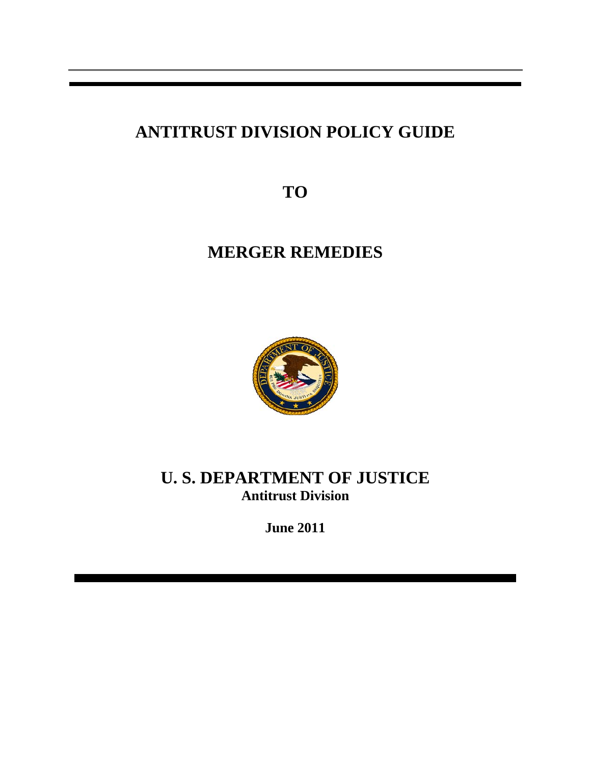# ANTITRUST DIVISION POLICY GUIDE

# TO

# MERGER REMEDIES

## U. S. DEPARTMENT OF JUSTICE

**Antitrust Division**

**June 2011**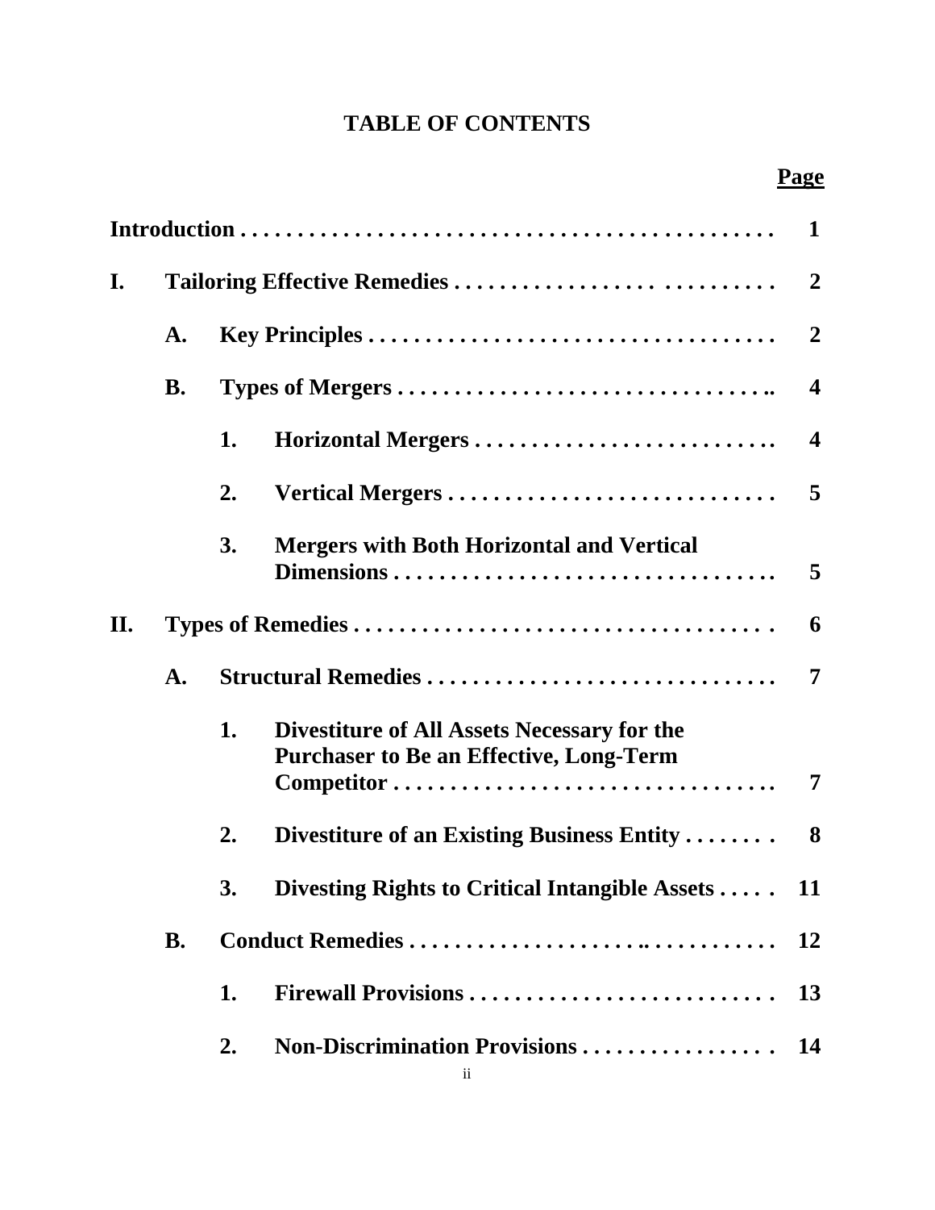# TABLE OF CONTENTS

| | | | | Page |
|---|---|---|---|---|
| **Introduction** | | | | **1** |
| **I.** | **Tailoring Effective Remedies** | | | **2** |
| | **A.** | **Key Principles** | | **2** |
| | **B.** | **Types of Mergers** | | **4** |
| | | **1.** | **Horizontal Mergers** | **4** |
| | | **2.** | **Vertical Mergers** | **5** |
| | | **3.** | **Mergers with Both Horizontal and Vertical Dimensions** | **5** |
| **II.** | **Types of Remedies** | | | **6** |
| | **A.** | **Structural Remedies** | | **7** |
| | | **1.** | **Divestiture of All Assets Necessary for the Purchaser to Be an Effective, Long-Term Competitor** | **7** |
| | | **2.** | **Divestiture of an Existing Business Entity** | **8** |
| | | **3.** | **Divesting Rights to Critical Intangible Assets** | **11** |
| | **B.** | **Conduct Remedies** | | **12** |
| | | **1.** | **Firewall Provisions** | **13** |
| | | **2.** | **Non-Discrimination Provisions** | **14** |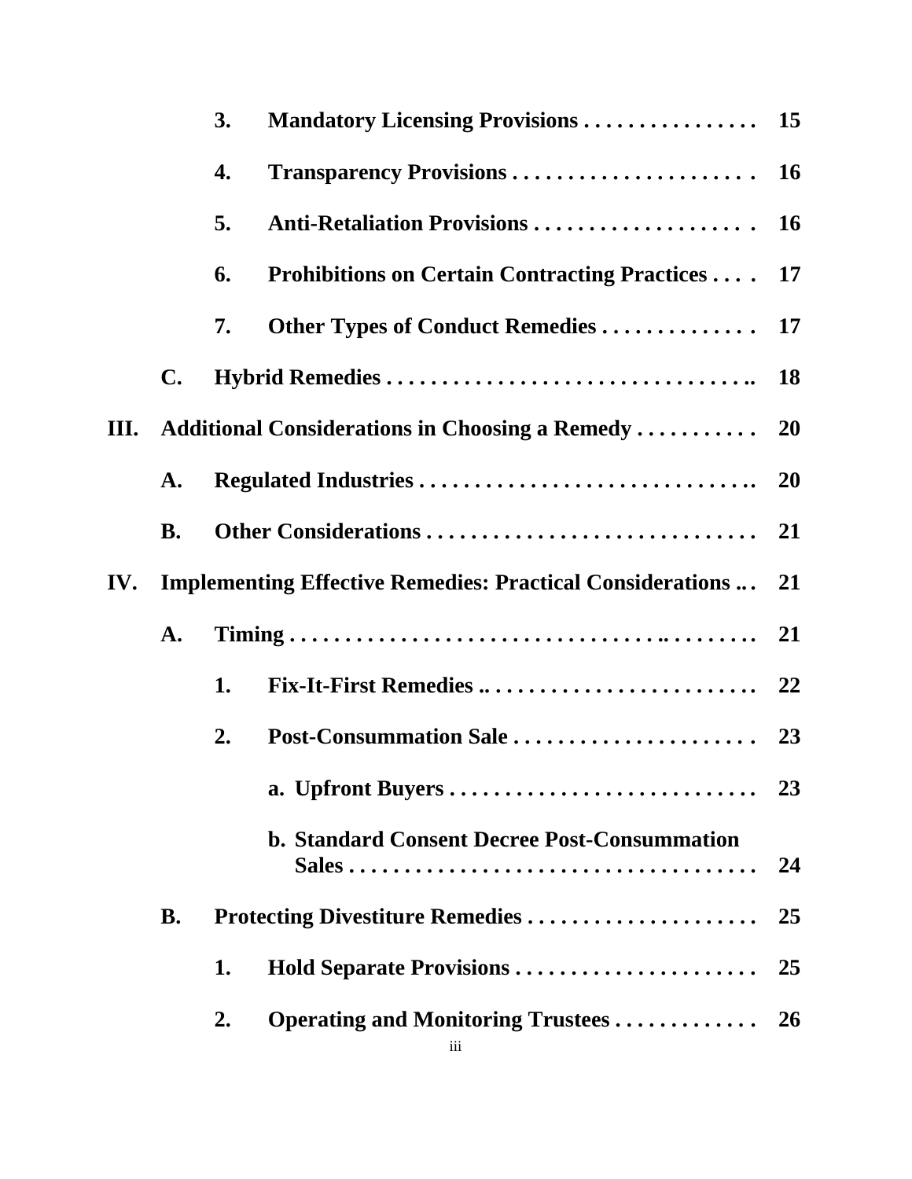| | | | |
|---|---|---|---|
| | 3. | **Mandatory Licensing Provisions** | **15** |
| | 4. | **Transparency Provisions** | **16** |
| | 5. | **Anti-Retaliation Provisions** | **16** |
| | 6. | **Prohibitions on Certain Contracting Practices** | **17** |
| | 7. | **Other Types of Conduct Remedies** | **17** |
| **C.** | **Hybrid Remedies** | | **18** |

**III. Additional Considerations in Choosing a Remedy** ... **20**

| | | | |
|---|---|---|---|
| **A.** | **Regulated Industries** | | **20** |
| **B.** | **Other Considerations** | | **21** |

**IV. Implementing Effective Remedies: Practical Considerations** ... **21**

| | | | |
|---|---|---|---|
| **A.** | **Timing** | | **21** |
| | 1. | **Fix-It-First Remedies** | **22** |
| | 2. | **Post-Consummation Sale** | **23** |
| | | **a. Upfront Buyers** | **23** |
| | | **b. Standard Consent Decree Post-Consummation Sales** | **24** |
| **B.** | **Protecting Divestiture Remedies** | | **25** |
| | 1. | **Hold Separate Provisions** | **25** |
| | 2. | **Operating and Monitoring Trustees** | **26** |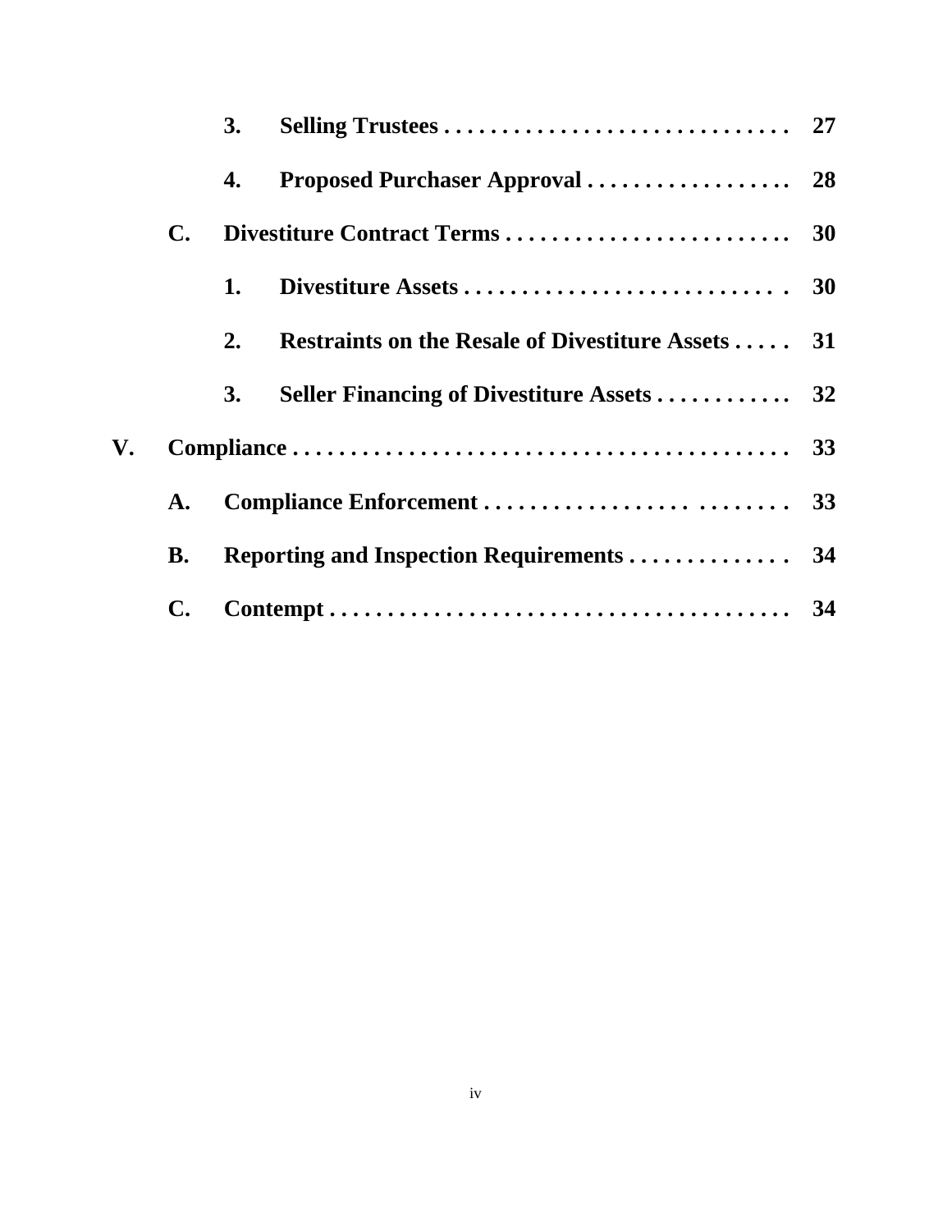|  |  |  |  |
|---|---|---|---|
|  |  | **3. Selling Trustees** | **27** |
|  |  | **4. Proposed Purchaser Approval** | **28** |
|  | **C.** | **Divestiture Contract Terms** | **30** |
|  |  | **1. Divestiture Assets** | **30** |
|  |  | **2. Restraints on the Resale of Divestiture Assets** | **31** |
|  |  | **3. Seller Financing of Divestiture Assets** | **32** |
| **V.** | **Compliance** |  | **33** |
|  | **A.** | **Compliance Enforcement** | **33** |
|  | **B.** | **Reporting and Inspection Requirements** | **34** |
|  | **C.** | **Contempt** | **34** |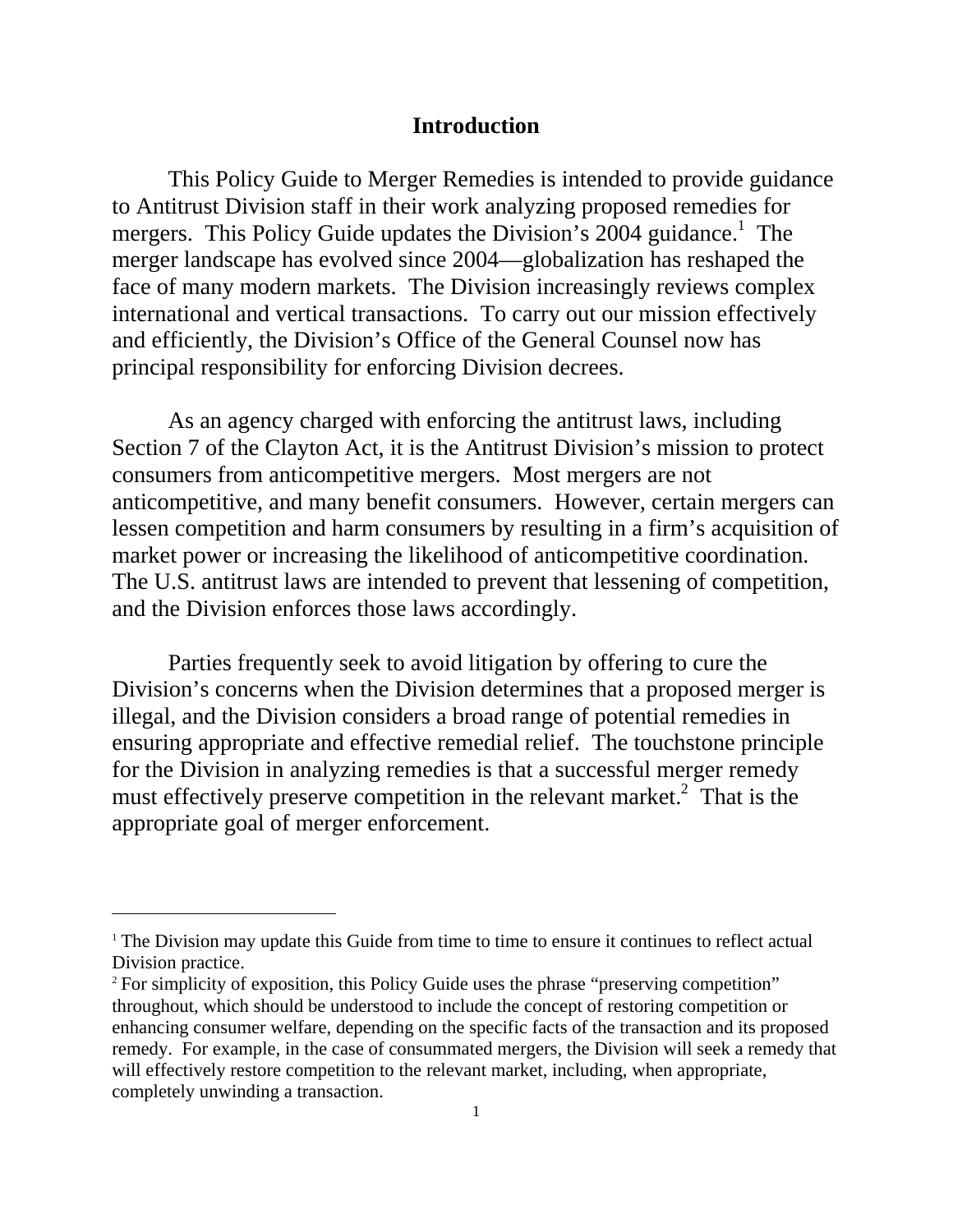# Introduction

This Policy Guide to Merger Remedies is intended to provide guidance to Antitrust Division staff in their work analyzing proposed remedies for mergers. This Policy Guide updates the Division's 2004 guidance.[1] The merger landscape has evolved since 2004—globalization has reshaped the face of many modern markets. The Division increasingly reviews complex international and vertical transactions. To carry out our mission effectively and efficiently, the Division's Office of the General Counsel now has principal responsibility for enforcing Division decrees.

As an agency charged with enforcing the antitrust laws, including Section 7 of the Clayton Act, it is the Antitrust Division's mission to protect consumers from anticompetitive mergers. Most mergers are not anticompetitive, and many benefit consumers. However, certain mergers can lessen competition and harm consumers by resulting in a firm's acquisition of market power or increasing the likelihood of anticompetitive coordination. The U.S. antitrust laws are intended to prevent that lessening of competition, and the Division enforces those laws accordingly.

Parties frequently seek to avoid litigation by offering to cure the Division's concerns when the Division determines that a proposed merger is illegal, and the Division considers a broad range of potential remedies in ensuring appropriate and effective remedial relief. The touchstone principle for the Division in analyzing remedies is that a successful merger remedy must effectively preserve competition in the relevant market.[2] That is the appropriate goal of merger enforcement.

---

[1] The Division may update this Guide from time to time to ensure it continues to reflect actual Division practice.

[2] For simplicity of exposition, this Policy Guide uses the phrase "preserving competition" throughout, which should be understood to include the concept of restoring competition or enhancing consumer welfare, depending on the specific facts of the transaction and its proposed remedy. For example, in the case of consummated mergers, the Division will seek a remedy that will effectively restore competition to the relevant market, including, when appropriate, completely unwinding a transaction.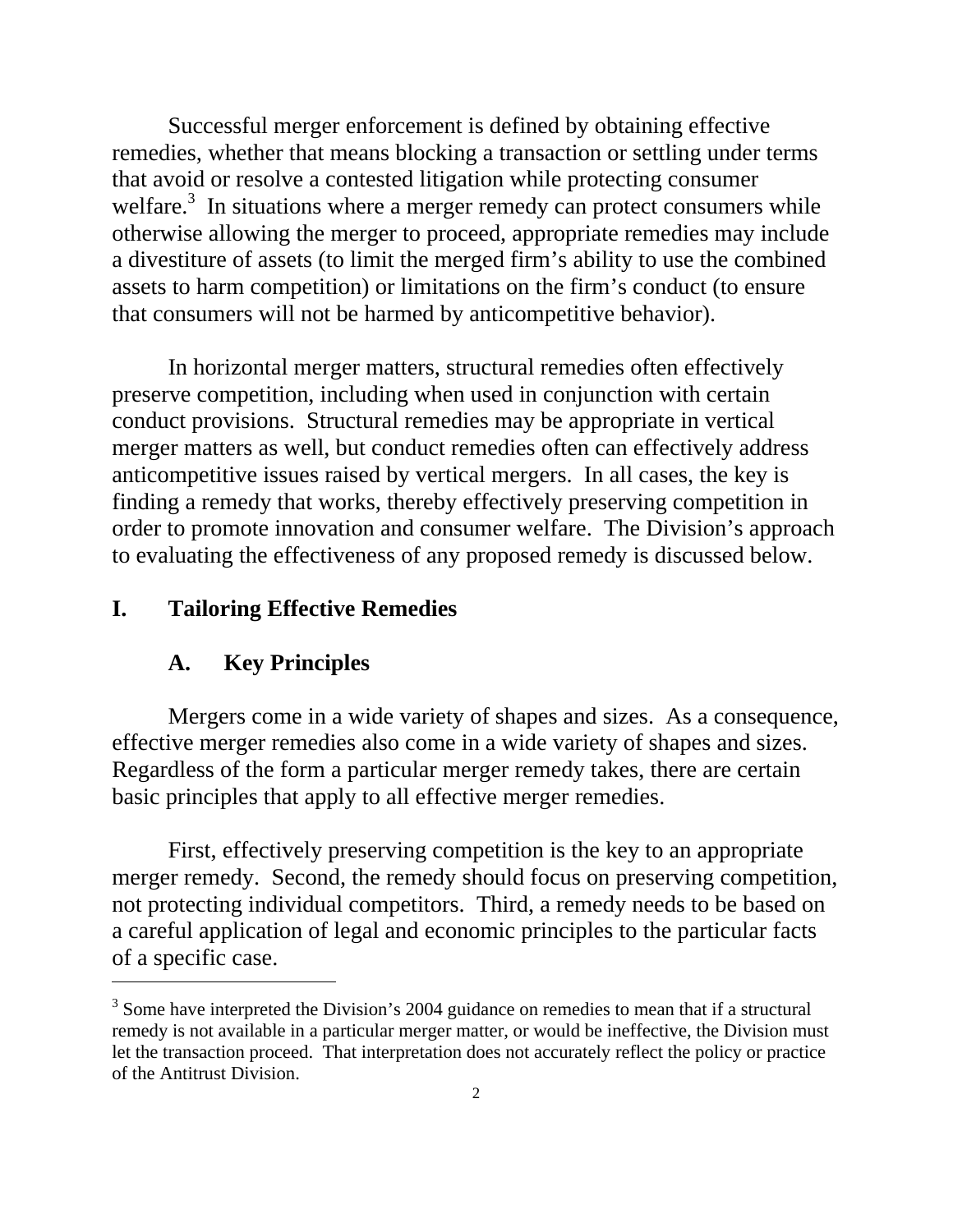Successful merger enforcement is defined by obtaining effective remedies, whether that means blocking a transaction or settling under terms that avoid or resolve a contested litigation while protecting consumer welfare.[3] In situations where a merger remedy can protect consumers while otherwise allowing the merger to proceed, appropriate remedies may include a divestiture of assets (to limit the merged firm's ability to use the combined assets to harm competition) or limitations on the firm's conduct (to ensure that consumers will not be harmed by anticompetitive behavior).

In horizontal merger matters, structural remedies often effectively preserve competition, including when used in conjunction with certain conduct provisions. Structural remedies may be appropriate in vertical merger matters as well, but conduct remedies often can effectively address anticompetitive issues raised by vertical mergers. In all cases, the key is finding a remedy that works, thereby effectively preserving competition in order to promote innovation and consumer welfare. The Division's approach to evaluating the effectiveness of any proposed remedy is discussed below.

## I. Tailoring Effective Remedies

### A. Key Principles

Mergers come in a wide variety of shapes and sizes. As a consequence, effective merger remedies also come in a wide variety of shapes and sizes. Regardless of the form a particular merger remedy takes, there are certain basic principles that apply to all effective merger remedies.

First, effectively preserving competition is the key to an appropriate merger remedy. Second, the remedy should focus on preserving competition, not protecting individual competitors. Third, a remedy needs to be based on a careful application of legal and economic principles to the particular facts of a specific case.

---

[3] Some have interpreted the Division's 2004 guidance on remedies to mean that if a structural remedy is not available in a particular merger matter, or would be ineffective, the Division must let the transaction proceed. That interpretation does not accurately reflect the policy or practice of the Antitrust Division.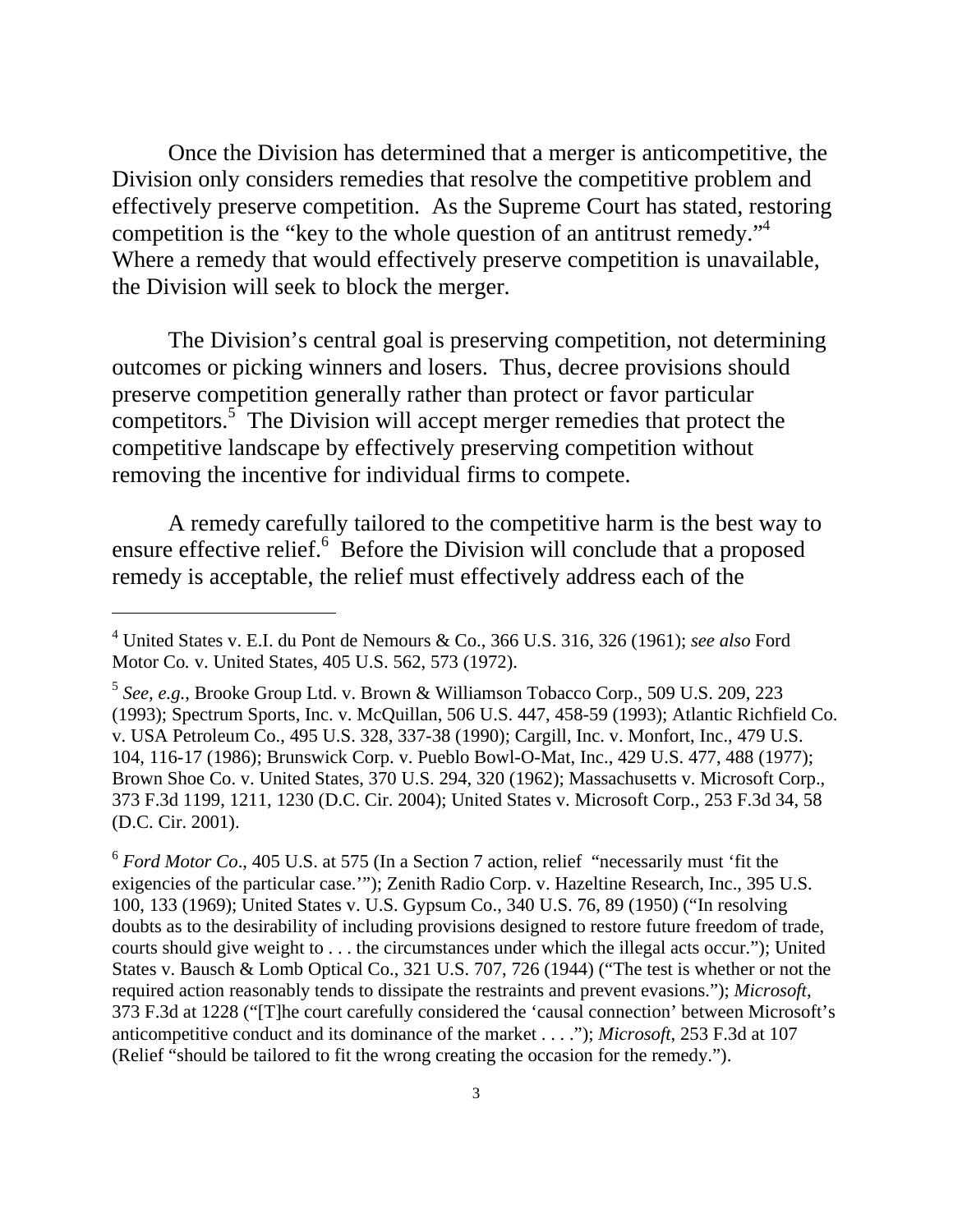Once the Division has determined that a merger is anticompetitive, the Division only considers remedies that resolve the competitive problem and effectively preserve competition. As the Supreme Court has stated, restoring competition is the "key to the whole question of an antitrust remedy."[4] Where a remedy that would effectively preserve competition is unavailable, the Division will seek to block the merger.

The Division's central goal is preserving competition, not determining outcomes or picking winners and losers. Thus, decree provisions should preserve competition generally rather than protect or favor particular competitors.[5] The Division will accept merger remedies that protect the competitive landscape by effectively preserving competition without removing the incentive for individual firms to compete.

A remedy carefully tailored to the competitive harm is the best way to ensure effective relief.[6] Before the Division will conclude that a proposed remedy is acceptable, the relief must effectively address each of the

---

[4] United States v. E.I. du Pont de Nemours & Co., 366 U.S. 316, 326 (1961); *see also* Ford Motor Co. v. United States, 405 U.S. 562, 573 (1972).

[5] *See, e.g.*, Brooke Group Ltd. v. Brown & Williamson Tobacco Corp., 509 U.S. 209, 223 (1993); Spectrum Sports, Inc. v. McQuillan, 506 U.S. 447, 458-59 (1993); Atlantic Richfield Co. v. USA Petroleum Co., 495 U.S. 328, 337-38 (1990); Cargill, Inc. v. Monfort, Inc., 479 U.S. 104, 116-17 (1986); Brunswick Corp. v. Pueblo Bowl-O-Mat, Inc., 429 U.S. 477, 488 (1977); Brown Shoe Co. v. United States, 370 U.S. 294, 320 (1962); Massachusetts v. Microsoft Corp., 373 F.3d 1199, 1211, 1230 (D.C. Cir. 2004); United States v. Microsoft Corp., 253 F.3d 34, 58 (D.C. Cir. 2001).

[6] *Ford Motor Co*., 405 U.S. at 575 (In a Section 7 action, relief "necessarily must 'fit the exigencies of the particular case.'"); Zenith Radio Corp. v. Hazeltine Research, Inc., 395 U.S. 100, 133 (1969); United States v. U.S. Gypsum Co., 340 U.S. 76, 89 (1950) ("In resolving doubts as to the desirability of including provisions designed to restore future freedom of trade, courts should give weight to . . . the circumstances under which the illegal acts occur."); United States v. Bausch & Lomb Optical Co., 321 U.S. 707, 726 (1944) ("The test is whether or not the required action reasonably tends to dissipate the restraints and prevent evasions."); *Microsoft*, 373 F.3d at 1228 ("[T]he court carefully considered the 'causal connection' between Microsoft's anticompetitive conduct and its dominance of the market . . . ."); *Microsoft*, 253 F.3d at 107 (Relief "should be tailored to fit the wrong creating the occasion for the remedy.").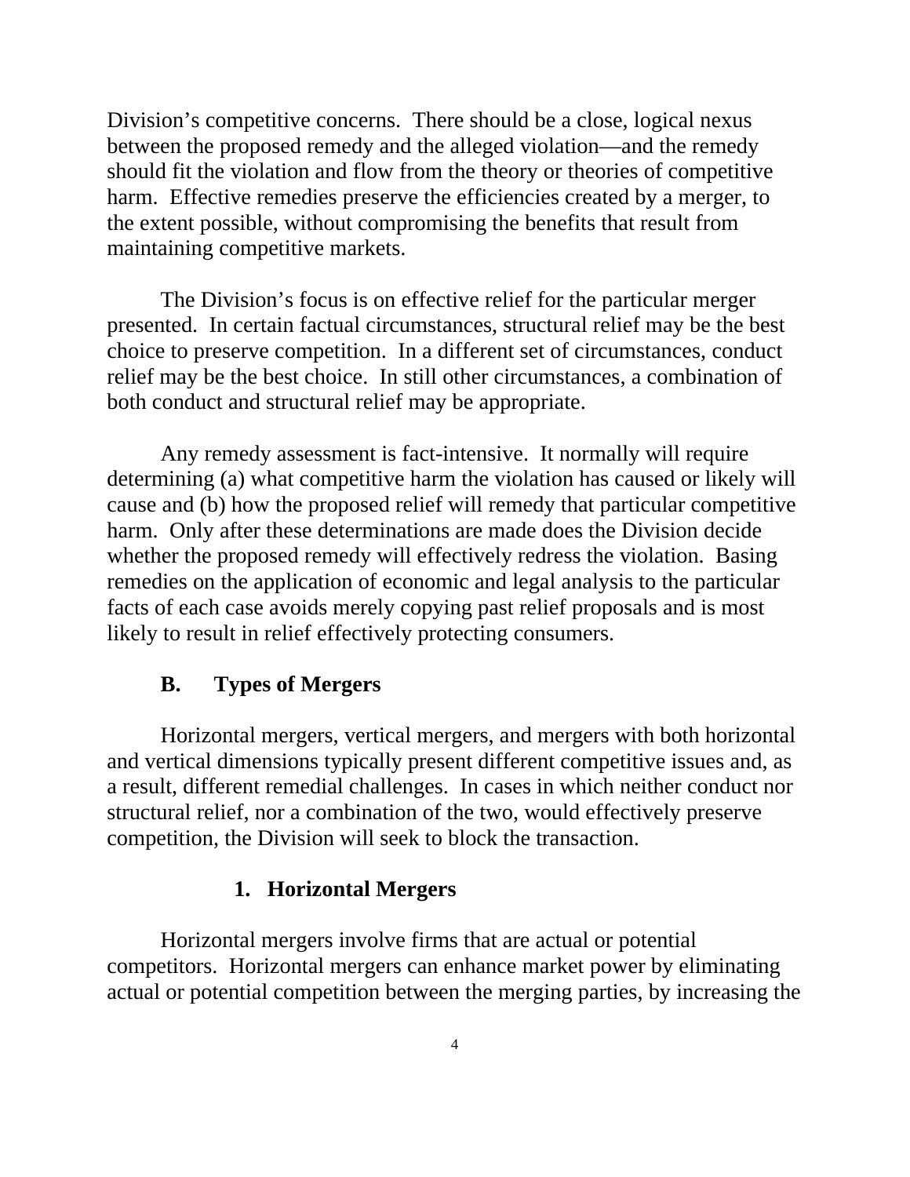Division's competitive concerns. There should be a close, logical nexus between the proposed remedy and the alleged violation—and the remedy should fit the violation and flow from the theory or theories of competitive harm. Effective remedies preserve the efficiencies created by a merger, to the extent possible, without compromising the benefits that result from maintaining competitive markets.

The Division's focus is on effective relief for the particular merger presented. In certain factual circumstances, structural relief may be the best choice to preserve competition. In a different set of circumstances, conduct relief may be the best choice. In still other circumstances, a combination of both conduct and structural relief may be appropriate.

Any remedy assessment is fact-intensive. It normally will require determining (a) what competitive harm the violation has caused or likely will cause and (b) how the proposed relief will remedy that particular competitive harm. Only after these determinations are made does the Division decide whether the proposed remedy will effectively redress the violation. Basing remedies on the application of economic and legal analysis to the particular facts of each case avoids merely copying past relief proposals and is most likely to result in relief effectively protecting consumers.

### B. Types of Mergers

Horizontal mergers, vertical mergers, and mergers with both horizontal and vertical dimensions typically present different competitive issues and, as a result, different remedial challenges. In cases in which neither conduct nor structural relief, nor a combination of the two, would effectively preserve competition, the Division will seek to block the transaction.

#### 1. Horizontal Mergers

Horizontal mergers involve firms that are actual or potential competitors. Horizontal mergers can enhance market power by eliminating actual or potential competition between the merging parties, by increasing the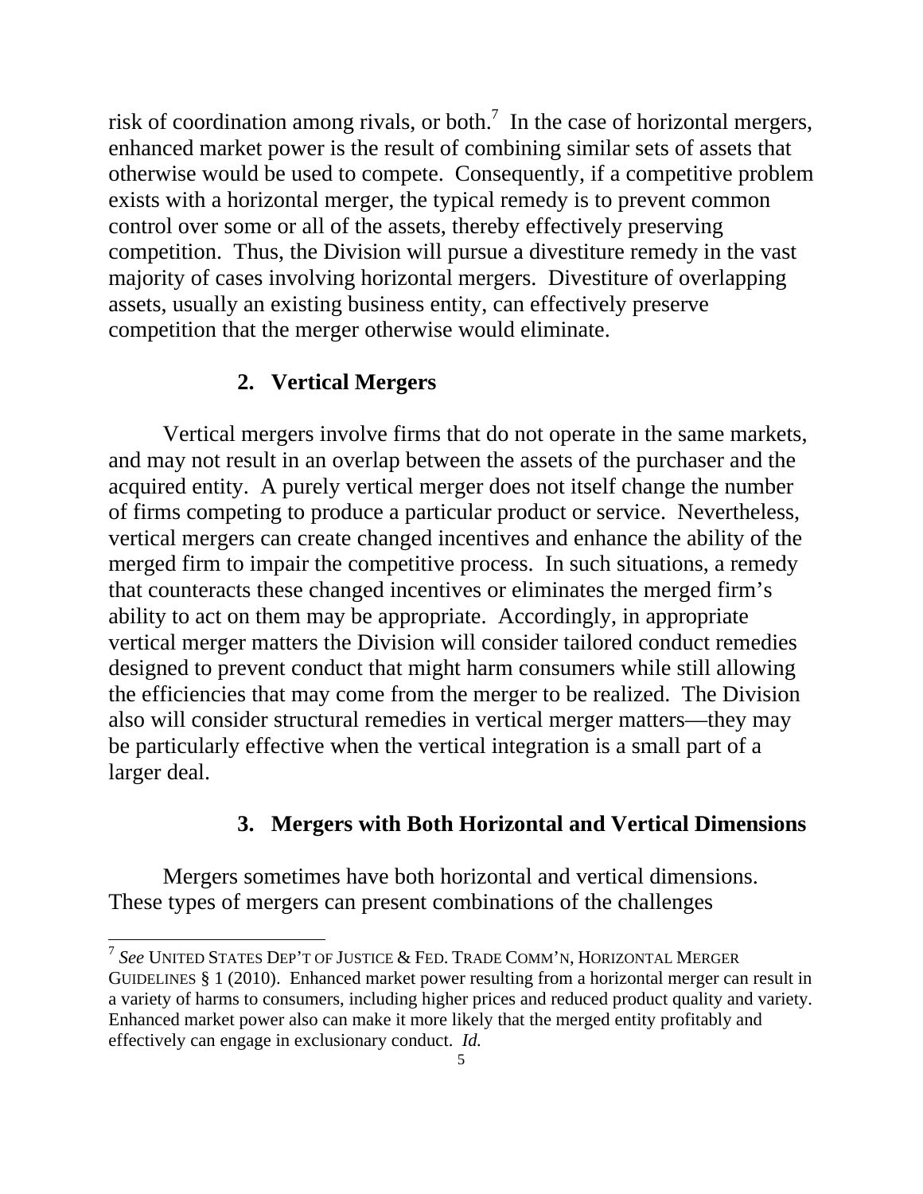risk of coordination among rivals, or both.[7] In the case of horizontal mergers, enhanced market power is the result of combining similar sets of assets that otherwise would be used to compete. Consequently, if a competitive problem exists with a horizontal merger, the typical remedy is to prevent common control over some or all of the assets, thereby effectively preserving competition. Thus, the Division will pursue a divestiture remedy in the vast majority of cases involving horizontal mergers. Divestiture of overlapping assets, usually an existing business entity, can effectively preserve competition that the merger otherwise would eliminate.

### 2. Vertical Mergers

Vertical mergers involve firms that do not operate in the same markets, and may not result in an overlap between the assets of the purchaser and the acquired entity. A purely vertical merger does not itself change the number of firms competing to produce a particular product or service. Nevertheless, vertical mergers can create changed incentives and enhance the ability of the merged firm to impair the competitive process. In such situations, a remedy that counteracts these changed incentives or eliminates the merged firm's ability to act on them may be appropriate. Accordingly, in appropriate vertical merger matters the Division will consider tailored conduct remedies designed to prevent conduct that might harm consumers while still allowing the efficiencies that may come from the merger to be realized. The Division also will consider structural remedies in vertical merger matters—they may be particularly effective when the vertical integration is a small part of a larger deal.

### 3. Mergers with Both Horizontal and Vertical Dimensions

Mergers sometimes have both horizontal and vertical dimensions. These types of mergers can present combinations of the challenges

---

[7] *See* UNITED STATES DEP'T OF JUSTICE & FED. TRADE COMM'N, HORIZONTAL MERGER GUIDELINES § 1 (2010). Enhanced market power resulting from a horizontal merger can result in a variety of harms to consumers, including higher prices and reduced product quality and variety. Enhanced market power also can make it more likely that the merged entity profitably and effectively can engage in exclusionary conduct. *Id.*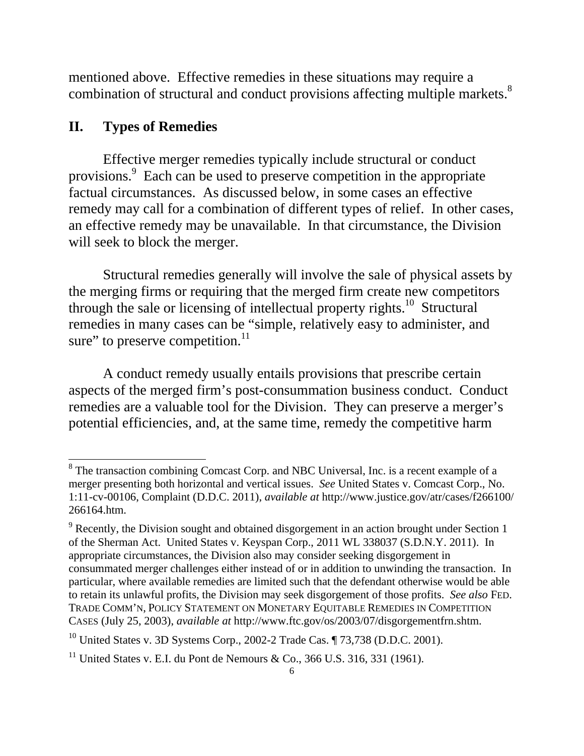mentioned above. Effective remedies in these situations may require a combination of structural and conduct provisions affecting multiple markets.[8]

## II. Types of Remedies

Effective merger remedies typically include structural or conduct provisions.[9] Each can be used to preserve competition in the appropriate factual circumstances. As discussed below, in some cases an effective remedy may call for a combination of different types of relief. In other cases, an effective remedy may be unavailable. In that circumstance, the Division will seek to block the merger.

Structural remedies generally will involve the sale of physical assets by the merging firms or requiring that the merged firm create new competitors through the sale or licensing of intellectual property rights.[10] Structural remedies in many cases can be "simple, relatively easy to administer, and sure" to preserve competition.[11]

A conduct remedy usually entails provisions that prescribe certain aspects of the merged firm's post-consummation business conduct. Conduct remedies are a valuable tool for the Division. They can preserve a merger's potential efficiencies, and, at the same time, remedy the competitive harm

---

[8] The transaction combining Comcast Corp. and NBC Universal, Inc. is a recent example of a merger presenting both horizontal and vertical issues. *See* United States v. Comcast Corp., No. 1:11-cv-00106, Complaint (D.D.C. 2011), *available at* http://www.justice.gov/atr/cases/f266100/266164.htm.

[9] Recently, the Division sought and obtained disgorgement in an action brought under Section 1 of the Sherman Act. United States v. Keyspan Corp., 2011 WL 338037 (S.D.N.Y. 2011). In appropriate circumstances, the Division also may consider seeking disgorgement in consummated merger challenges either instead of or in addition to unwinding the transaction. In particular, where available remedies are limited such that the defendant otherwise would be able to retain its unlawful profits, the Division may seek disgorgement of those profits. *See also* FED. TRADE COMM'N, POLICY STATEMENT ON MONETARY EQUITABLE REMEDIES IN COMPETITION CASES (July 25, 2003), *available at* http://www.ftc.gov/os/2003/07/disgorgementfrn.shtm.

[10] United States v. 3D Systems Corp., 2002-2 Trade Cas. ¶ 73,738 (D.D.C. 2001).

[11] United States v. E.I. du Pont de Nemours & Co., 366 U.S. 316, 331 (1961).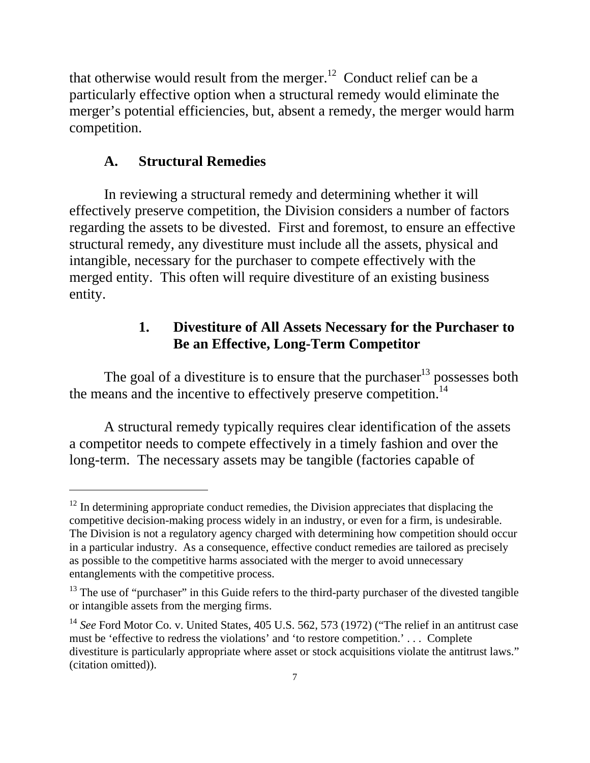that otherwise would result from the merger.[12] Conduct relief can be a particularly effective option when a structural remedy would eliminate the merger's potential efficiencies, but, absent a remedy, the merger would harm competition.

## A. Structural Remedies

In reviewing a structural remedy and determining whether it will effectively preserve competition, the Division considers a number of factors regarding the assets to be divested. First and foremost, to ensure an effective structural remedy, any divestiture must include all the assets, physical and intangible, necessary for the purchaser to compete effectively with the merged entity. This often will require divestiture of an existing business entity.

### 1. Divestiture of All Assets Necessary for the Purchaser to Be an Effective, Long-Term Competitor

The goal of a divestiture is to ensure that the purchaser[13] possesses both the means and the incentive to effectively preserve competition.[14]

A structural remedy typically requires clear identification of the assets a competitor needs to compete effectively in a timely fashion and over the long-term. The necessary assets may be tangible (factories capable of

---

[12] In determining appropriate conduct remedies, the Division appreciates that displacing the competitive decision-making process widely in an industry, or even for a firm, is undesirable. The Division is not a regulatory agency charged with determining how competition should occur in a particular industry. As a consequence, effective conduct remedies are tailored as precisely as possible to the competitive harms associated with the merger to avoid unnecessary entanglements with the competitive process.

[13] The use of "purchaser" in this Guide refers to the third-party purchaser of the divested tangible or intangible assets from the merging firms.

[14] *See* Ford Motor Co. v. United States, 405 U.S. 562, 573 (1972) ("The relief in an antitrust case must be 'effective to redress the violations' and 'to restore competition.' . . . Complete divestiture is particularly appropriate where asset or stock acquisitions violate the antitrust laws." (citation omitted)).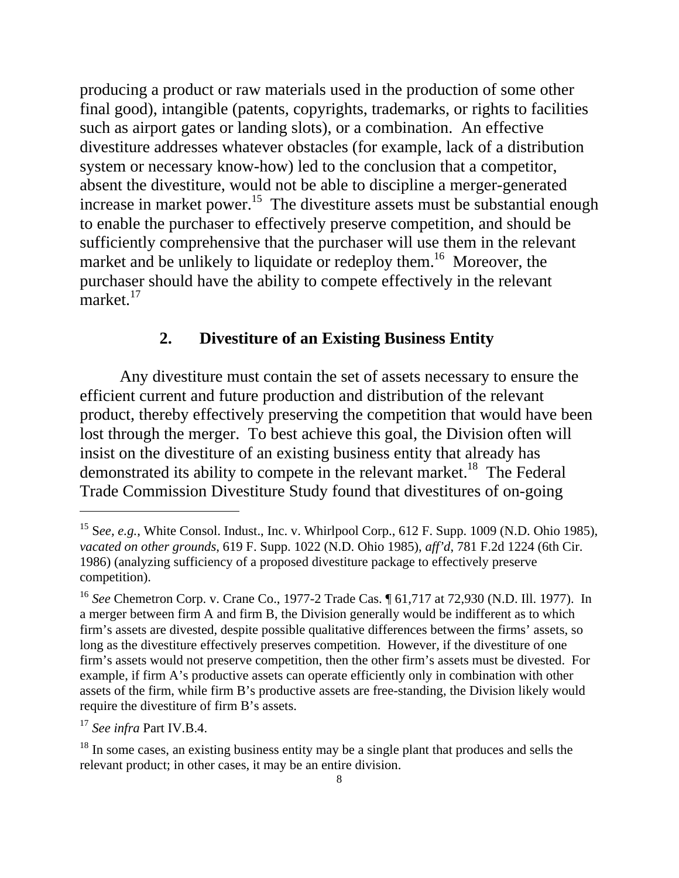producing a product or raw materials used in the production of some other final good), intangible (patents, copyrights, trademarks, or rights to facilities such as airport gates or landing slots), or a combination. An effective divestiture addresses whatever obstacles (for example, lack of a distribution system or necessary know-how) led to the conclusion that a competitor, absent the divestiture, would not be able to discipline a merger-generated increase in market power.[15] The divestiture assets must be substantial enough to enable the purchaser to effectively preserve competition, and should be sufficiently comprehensive that the purchaser will use them in the relevant market and be unlikely to liquidate or redeploy them.[16] Moreover, the purchaser should have the ability to compete effectively in the relevant market.[17]

### 2. Divestiture of an Existing Business Entity

Any divestiture must contain the set of assets necessary to ensure the efficient current and future production and distribution of the relevant product, thereby effectively preserving the competition that would have been lost through the merger. To best achieve this goal, the Division often will insist on the divestiture of an existing business entity that already has demonstrated its ability to compete in the relevant market.[18] The Federal Trade Commission Divestiture Study found that divestitures of on-going

---

[15] S*ee, e.g.*, White Consol. Indust., Inc. v. Whirlpool Corp., 612 F. Supp. 1009 (N.D. Ohio 1985), *vacated on other grounds*, 619 F. Supp. 1022 (N.D. Ohio 1985), *aff'd*, 781 F.2d 1224 (6th Cir. 1986) (analyzing sufficiency of a proposed divestiture package to effectively preserve competition).

[16] *See* Chemetron Corp. v. Crane Co., 1977-2 Trade Cas. ¶ 61,717 at 72,930 (N.D. Ill. 1977). In a merger between firm A and firm B, the Division generally would be indifferent as to which firm's assets are divested, despite possible qualitative differences between the firms' assets, so long as the divestiture effectively preserves competition. However, if the divestiture of one firm's assets would not preserve competition, then the other firm's assets must be divested. For example, if firm A's productive assets can operate efficiently only in combination with other assets of the firm, while firm B's productive assets are free-standing, the Division likely would require the divestiture of firm B's assets.

[17] *See infra* Part IV.B.4.

[18] In some cases, an existing business entity may be a single plant that produces and sells the relevant product; in other cases, it may be an entire division.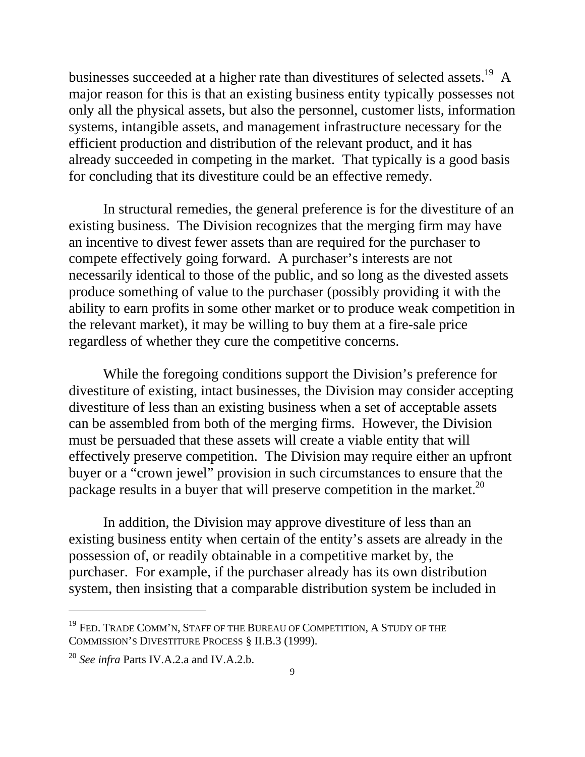businesses succeeded at a higher rate than divestitures of selected assets.[19] A major reason for this is that an existing business entity typically possesses not only all the physical assets, but also the personnel, customer lists, information systems, intangible assets, and management infrastructure necessary for the efficient production and distribution of the relevant product, and it has already succeeded in competing in the market. That typically is a good basis for concluding that its divestiture could be an effective remedy.

In structural remedies, the general preference is for the divestiture of an existing business. The Division recognizes that the merging firm may have an incentive to divest fewer assets than are required for the purchaser to compete effectively going forward. A purchaser's interests are not necessarily identical to those of the public, and so long as the divested assets produce something of value to the purchaser (possibly providing it with the ability to earn profits in some other market or to produce weak competition in the relevant market), it may be willing to buy them at a fire-sale price regardless of whether they cure the competitive concerns.

While the foregoing conditions support the Division's preference for divestiture of existing, intact businesses, the Division may consider accepting divestiture of less than an existing business when a set of acceptable assets can be assembled from both of the merging firms. However, the Division must be persuaded that these assets will create a viable entity that will effectively preserve competition. The Division may require either an upfront buyer or a "crown jewel" provision in such circumstances to ensure that the package results in a buyer that will preserve competition in the market.[20]

In addition, the Division may approve divestiture of less than an existing business entity when certain of the entity's assets are already in the possession of, or readily obtainable in a competitive market by, the purchaser. For example, if the purchaser already has its own distribution system, then insisting that a comparable distribution system be included in

---

[19] FED. TRADE COMM'N, STAFF OF THE BUREAU OF COMPETITION, A STUDY OF THE COMMISSION'S DIVESTITURE PROCESS § II.B.3 (1999).

[20] *See infra* Parts IV.A.2.a and IV.A.2.b.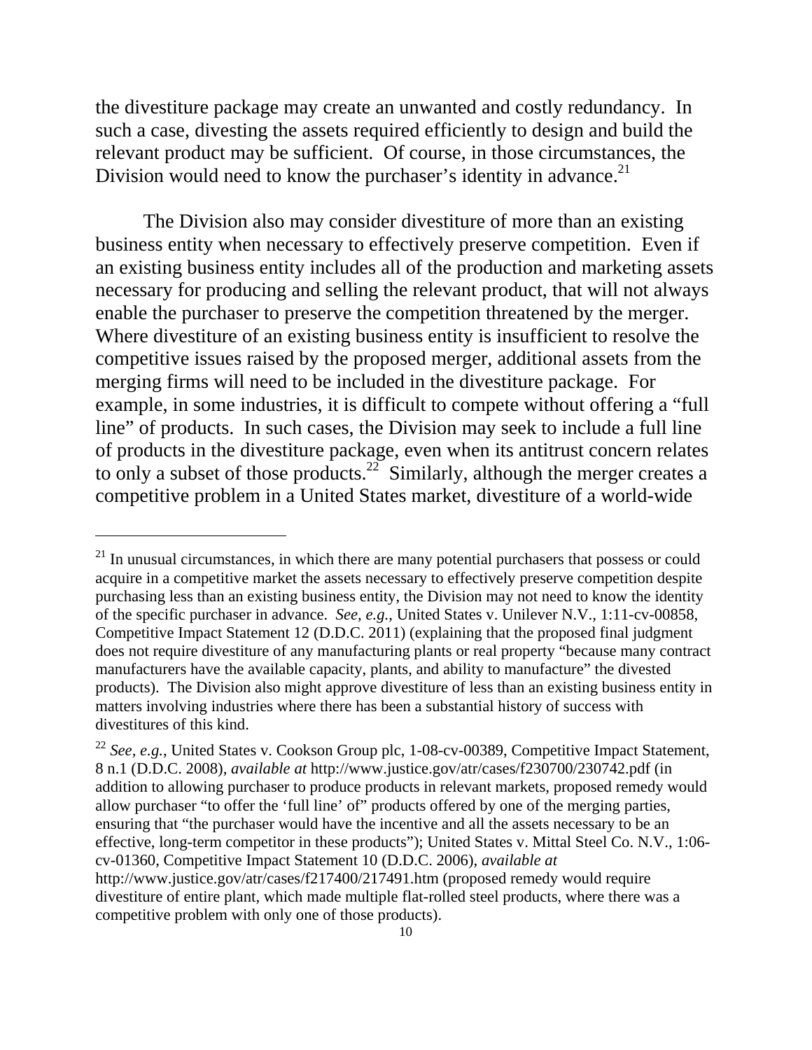the divestiture package may create an unwanted and costly redundancy. In such a case, divesting the assets required efficiently to design and build the relevant product may be sufficient. Of course, in those circumstances, the Division would need to know the purchaser's identity in advance.[21]

The Division also may consider divestiture of more than an existing business entity when necessary to effectively preserve competition. Even if an existing business entity includes all of the production and marketing assets necessary for producing and selling the relevant product, that will not always enable the purchaser to preserve the competition threatened by the merger. Where divestiture of an existing business entity is insufficient to resolve the competitive issues raised by the proposed merger, additional assets from the merging firms will need to be included in the divestiture package. For example, in some industries, it is difficult to compete without offering a "full line" of products. In such cases, the Division may seek to include a full line of products in the divestiture package, even when its antitrust concern relates to only a subset of those products.[22] Similarly, although the merger creates a competitive problem in a United States market, divestiture of a world-wide

---

[21] In unusual circumstances, in which there are many potential purchasers that possess or could acquire in a competitive market the assets necessary to effectively preserve competition despite purchasing less than an existing business entity, the Division may not need to know the identity of the specific purchaser in advance. *See, e.g.*, United States v. Unilever N.V., 1:11-cv-00858, Competitive Impact Statement 12 (D.D.C. 2011) (explaining that the proposed final judgment does not require divestiture of any manufacturing plants or real property "because many contract manufacturers have the available capacity, plants, and ability to manufacture" the divested products). The Division also might approve divestiture of less than an existing business entity in matters involving industries where there has been a substantial history of success with divestitures of this kind.

[22] *See, e.g.*, United States v. Cookson Group plc, 1-08-cv-00389, Competitive Impact Statement, 8 n.1 (D.D.C. 2008), *available at* http://www.justice.gov/atr/cases/f230700/230742.pdf (in addition to allowing purchaser to produce products in relevant markets, proposed remedy would allow purchaser "to offer the 'full line' of" products offered by one of the merging parties, ensuring that "the purchaser would have the incentive and all the assets necessary to be an effective, long-term competitor in these products"); United States v. Mittal Steel Co. N.V., 1:06-cv-01360, Competitive Impact Statement 10 (D.D.C. 2006), *available at* http://www.justice.gov/atr/cases/f217400/217491.htm (proposed remedy would require divestiture of entire plant, which made multiple flat-rolled steel products, where there was a competitive problem with only one of those products).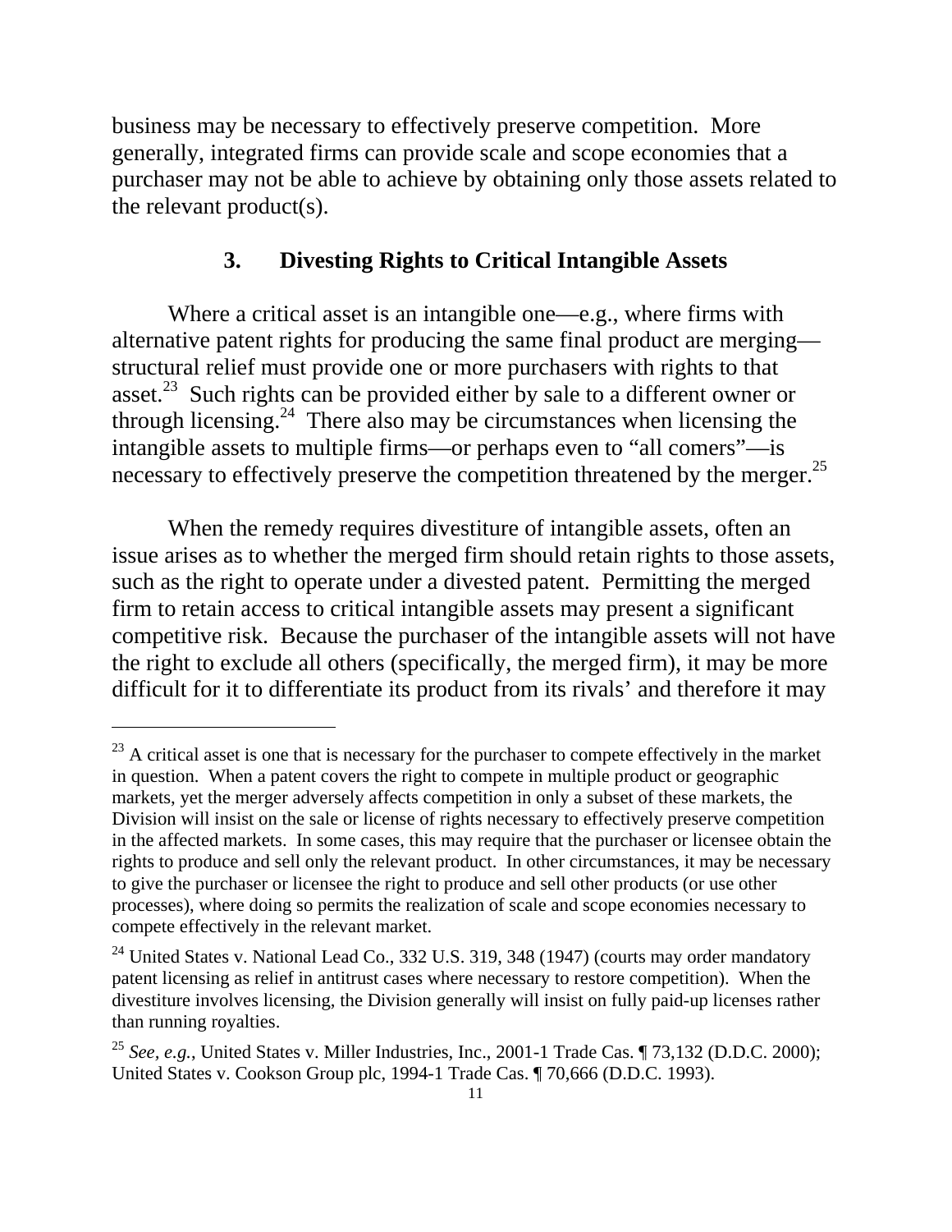business may be necessary to effectively preserve competition. More generally, integrated firms can provide scale and scope economies that a purchaser may not be able to achieve by obtaining only those assets related to the relevant product(s).

### 3. Divesting Rights to Critical Intangible Assets

Where a critical asset is an intangible one—e.g., where firms with alternative patent rights for producing the same final product are merging—structural relief must provide one or more purchasers with rights to that asset.[23] Such rights can be provided either by sale to a different owner or through licensing.[24] There also may be circumstances when licensing the intangible assets to multiple firms—or perhaps even to "all comers"—is necessary to effectively preserve the competition threatened by the merger.[25]

When the remedy requires divestiture of intangible assets, often an issue arises as to whether the merged firm should retain rights to those assets, such as the right to operate under a divested patent. Permitting the merged firm to retain access to critical intangible assets may present a significant competitive risk. Because the purchaser of the intangible assets will not have the right to exclude all others (specifically, the merged firm), it may be more difficult for it to differentiate its product from its rivals' and therefore it may

---

[23] A critical asset is one that is necessary for the purchaser to compete effectively in the market in question. When a patent covers the right to compete in multiple product or geographic markets, yet the merger adversely affects competition in only a subset of these markets, the Division will insist on the sale or license of rights necessary to effectively preserve competition in the affected markets. In some cases, this may require that the purchaser or licensee obtain the rights to produce and sell only the relevant product. In other circumstances, it may be necessary to give the purchaser or licensee the right to produce and sell other products (or use other processes), where doing so permits the realization of scale and scope economies necessary to compete effectively in the relevant market.

[24] United States v. National Lead Co., 332 U.S. 319, 348 (1947) (courts may order mandatory patent licensing as relief in antitrust cases where necessary to restore competition). When the divestiture involves licensing, the Division generally will insist on fully paid-up licenses rather than running royalties.

[25] *See, e.g.*, United States v. Miller Industries, Inc., 2001-1 Trade Cas. ¶ 73,132 (D.D.C. 2000); United States v. Cookson Group plc, 1994-1 Trade Cas. ¶ 70,666 (D.D.C. 1993).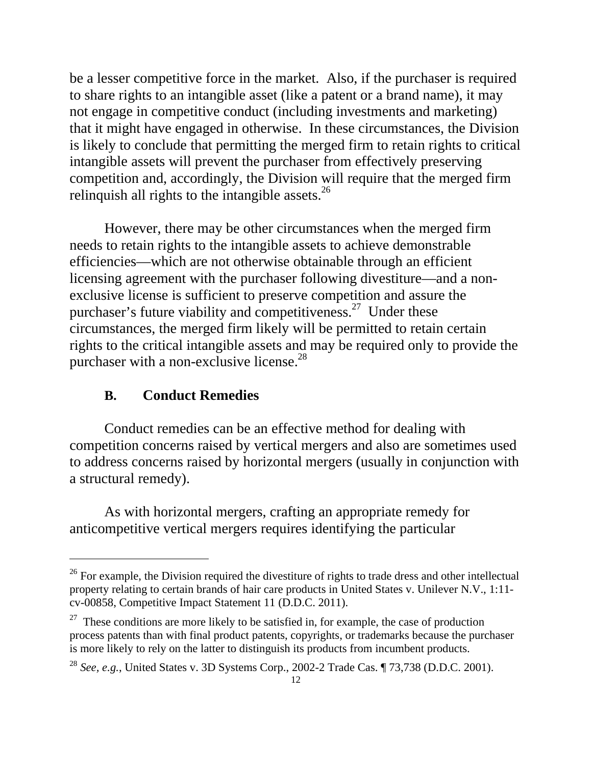be a lesser competitive force in the market. Also, if the purchaser is required to share rights to an intangible asset (like a patent or a brand name), it may not engage in competitive conduct (including investments and marketing) that it might have engaged in otherwise. In these circumstances, the Division is likely to conclude that permitting the merged firm to retain rights to critical intangible assets will prevent the purchaser from effectively preserving competition and, accordingly, the Division will require that the merged firm relinquish all rights to the intangible assets.[26]

However, there may be other circumstances when the merged firm needs to retain rights to the intangible assets to achieve demonstrable efficiencies—which are not otherwise obtainable through an efficient licensing agreement with the purchaser following divestiture—and a non-exclusive license is sufficient to preserve competition and assure the purchaser's future viability and competitiveness.[27] Under these circumstances, the merged firm likely will be permitted to retain certain rights to the critical intangible assets and may be required only to provide the purchaser with a non-exclusive license.[28]

### B. Conduct Remedies

Conduct remedies can be an effective method for dealing with competition concerns raised by vertical mergers and also are sometimes used to address concerns raised by horizontal mergers (usually in conjunction with a structural remedy).

As with horizontal mergers, crafting an appropriate remedy for anticompetitive vertical mergers requires identifying the particular

---

[26] For example, the Division required the divestiture of rights to trade dress and other intellectual property relating to certain brands of hair care products in United States v. Unilever N.V., 1:11-cv-00858, Competitive Impact Statement 11 (D.D.C. 2011).

[27] These conditions are more likely to be satisfied in, for example, the case of production process patents than with final product patents, copyrights, or trademarks because the purchaser is more likely to rely on the latter to distinguish its products from incumbent products.

[28] *See, e.g.*, United States v. 3D Systems Corp., 2002-2 Trade Cas. ¶ 73,738 (D.D.C. 2001).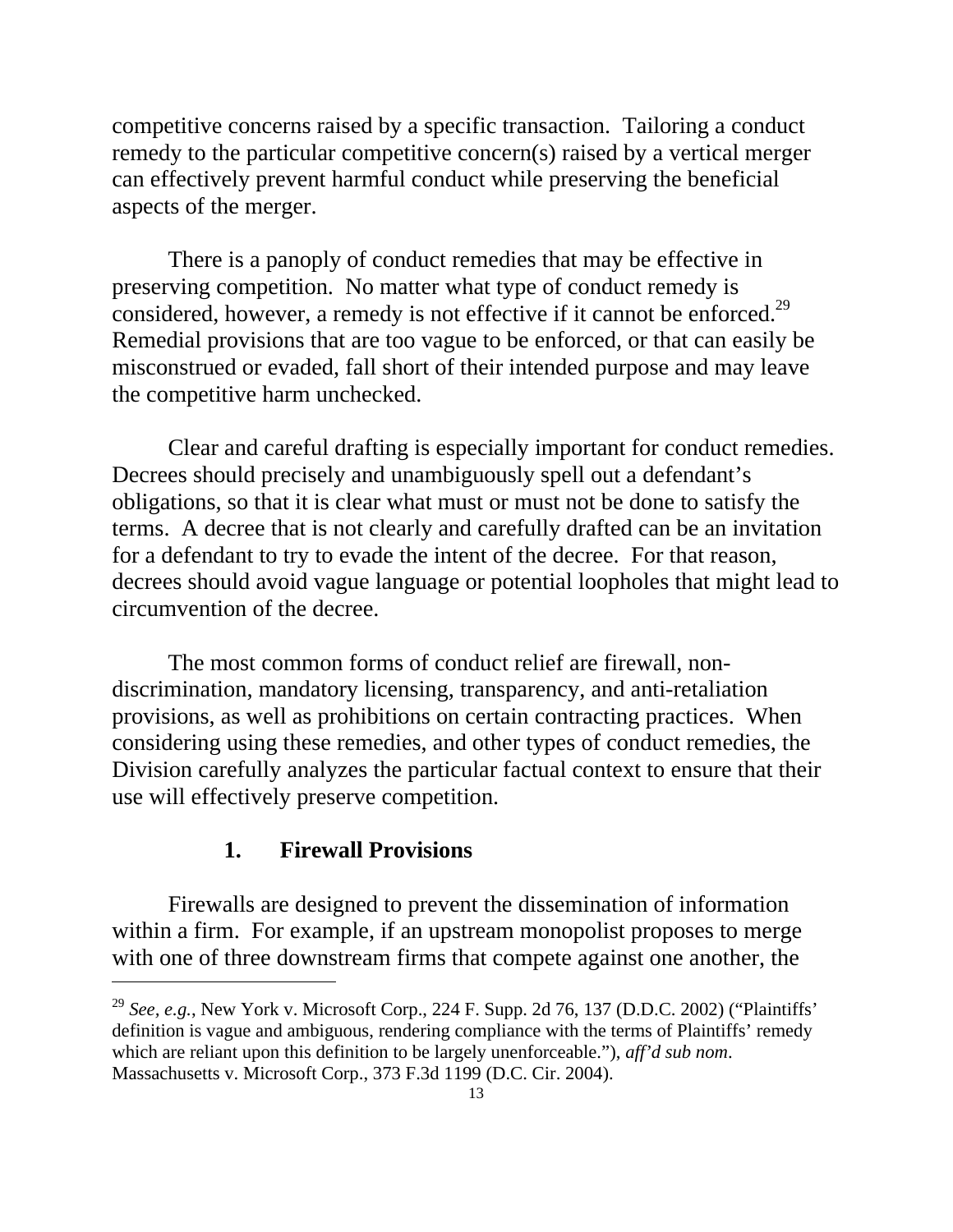competitive concerns raised by a specific transaction. Tailoring a conduct remedy to the particular competitive concern(s) raised by a vertical merger can effectively prevent harmful conduct while preserving the beneficial aspects of the merger.

There is a panoply of conduct remedies that may be effective in preserving competition. No matter what type of conduct remedy is considered, however, a remedy is not effective if it cannot be enforced.[29] Remedial provisions that are too vague to be enforced, or that can easily be misconstrued or evaded, fall short of their intended purpose and may leave the competitive harm unchecked.

Clear and careful drafting is especially important for conduct remedies. Decrees should precisely and unambiguously spell out a defendant's obligations, so that it is clear what must or must not be done to satisfy the terms. A decree that is not clearly and carefully drafted can be an invitation for a defendant to try to evade the intent of the decree. For that reason, decrees should avoid vague language or potential loopholes that might lead to circumvention of the decree.

The most common forms of conduct relief are firewall, non-discrimination, mandatory licensing, transparency, and anti-retaliation provisions, as well as prohibitions on certain contracting practices. When considering using these remedies, and other types of conduct remedies, the Division carefully analyzes the particular factual context to ensure that their use will effectively preserve competition.

### 1. Firewall Provisions

Firewalls are designed to prevent the dissemination of information within a firm. For example, if an upstream monopolist proposes to merge with one of three downstream firms that compete against one another, the

---

[29] *See, e.g.*, New York v. Microsoft Corp., 224 F. Supp. 2d 76, 137 (D.D.C. 2002) ("Plaintiffs' definition is vague and ambiguous, rendering compliance with the terms of Plaintiffs' remedy which are reliant upon this definition to be largely unenforceable."), *aff'd sub nom*. Massachusetts v. Microsoft Corp., 373 F.3d 1199 (D.C. Cir. 2004).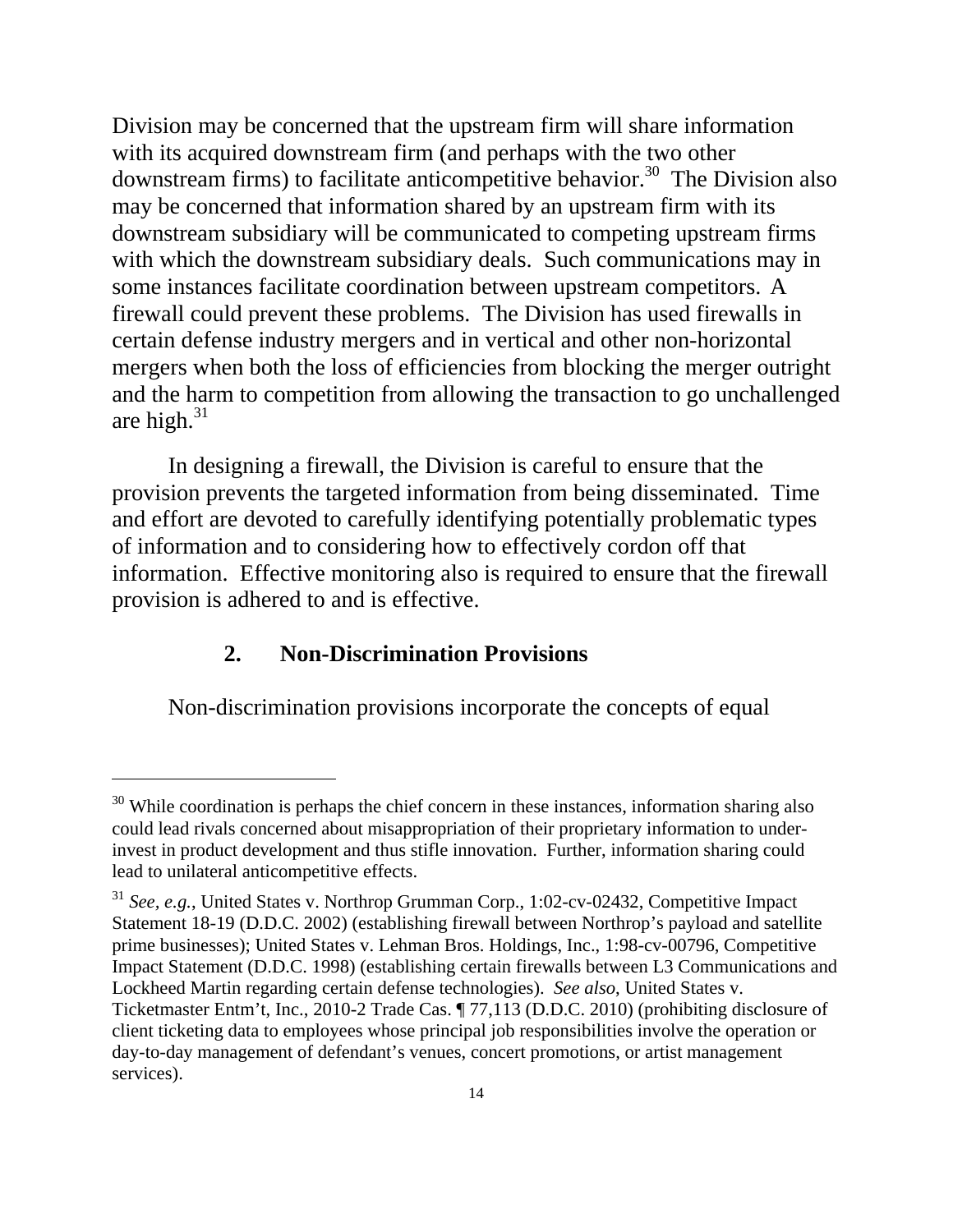Division may be concerned that the upstream firm will share information with its acquired downstream firm (and perhaps with the two other downstream firms) to facilitate anticompetitive behavior.[30] The Division also may be concerned that information shared by an upstream firm with its downstream subsidiary will be communicated to competing upstream firms with which the downstream subsidiary deals. Such communications may in some instances facilitate coordination between upstream competitors. A firewall could prevent these problems. The Division has used firewalls in certain defense industry mergers and in vertical and other non-horizontal mergers when both the loss of efficiencies from blocking the merger outright and the harm to competition from allowing the transaction to go unchallenged are high.[31]

In designing a firewall, the Division is careful to ensure that the provision prevents the targeted information from being disseminated. Time and effort are devoted to carefully identifying potentially problematic types of information and to considering how to effectively cordon off that information. Effective monitoring also is required to ensure that the firewall provision is adhered to and is effective.

### 2. Non-Discrimination Provisions

Non-discrimination provisions incorporate the concepts of equal

---

[30] While coordination is perhaps the chief concern in these instances, information sharing also could lead rivals concerned about misappropriation of their proprietary information to under-invest in product development and thus stifle innovation. Further, information sharing could lead to unilateral anticompetitive effects.

[31] *See, e.g.*, United States v. Northrop Grumman Corp., 1:02-cv-02432, Competitive Impact Statement 18-19 (D.D.C. 2002) (establishing firewall between Northrop's payload and satellite prime businesses); United States v. Lehman Bros. Holdings, Inc., 1:98-cv-00796, Competitive Impact Statement (D.D.C. 1998) (establishing certain firewalls between L3 Communications and Lockheed Martin regarding certain defense technologies). *See also*, United States v. Ticketmaster Entm't, Inc., 2010-2 Trade Cas. ¶ 77,113 (D.D.C. 2010) (prohibiting disclosure of client ticketing data to employees whose principal job responsibilities involve the operation or day-to-day management of defendant's venues, concert promotions, or artist management services).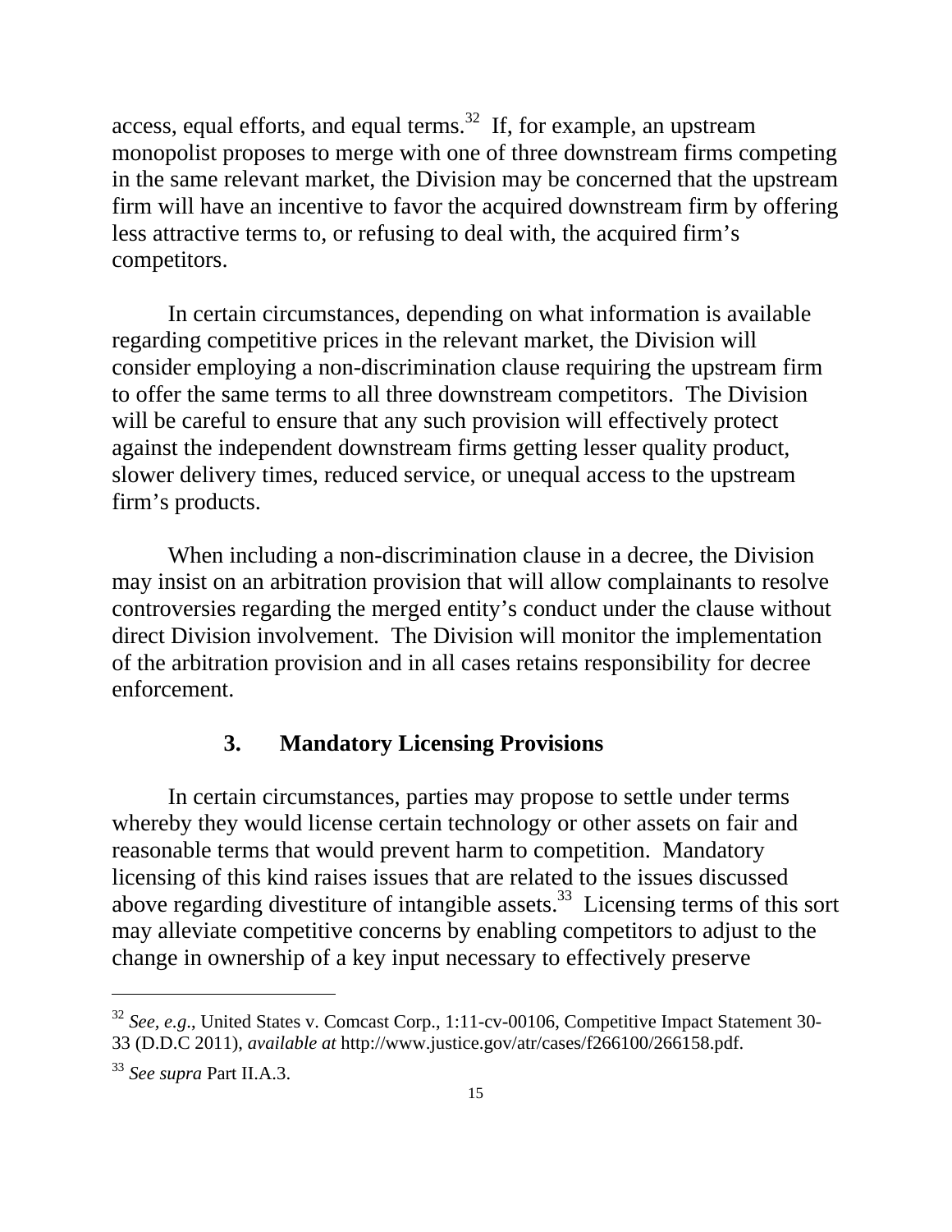access, equal efforts, and equal terms.[32] If, for example, an upstream monopolist proposes to merge with one of three downstream firms competing in the same relevant market, the Division may be concerned that the upstream firm will have an incentive to favor the acquired downstream firm by offering less attractive terms to, or refusing to deal with, the acquired firm's competitors.

In certain circumstances, depending on what information is available regarding competitive prices in the relevant market, the Division will consider employing a non-discrimination clause requiring the upstream firm to offer the same terms to all three downstream competitors. The Division will be careful to ensure that any such provision will effectively protect against the independent downstream firms getting lesser quality product, slower delivery times, reduced service, or unequal access to the upstream firm's products.

When including a non-discrimination clause in a decree, the Division may insist on an arbitration provision that will allow complainants to resolve controversies regarding the merged entity's conduct under the clause without direct Division involvement. The Division will monitor the implementation of the arbitration provision and in all cases retains responsibility for decree enforcement.

### 3. Mandatory Licensing Provisions

In certain circumstances, parties may propose to settle under terms whereby they would license certain technology or other assets on fair and reasonable terms that would prevent harm to competition. Mandatory licensing of this kind raises issues that are related to the issues discussed above regarding divestiture of intangible assets.[33] Licensing terms of this sort may alleviate competitive concerns by enabling competitors to adjust to the change in ownership of a key input necessary to effectively preserve

---

[32] *See, e.g.*, United States v. Comcast Corp., 1:11-cv-00106, Competitive Impact Statement 30-33 (D.D.C 2011), *available at* http://www.justice.gov/atr/cases/f266100/266158.pdf.

[33] *See supra* Part II.A.3.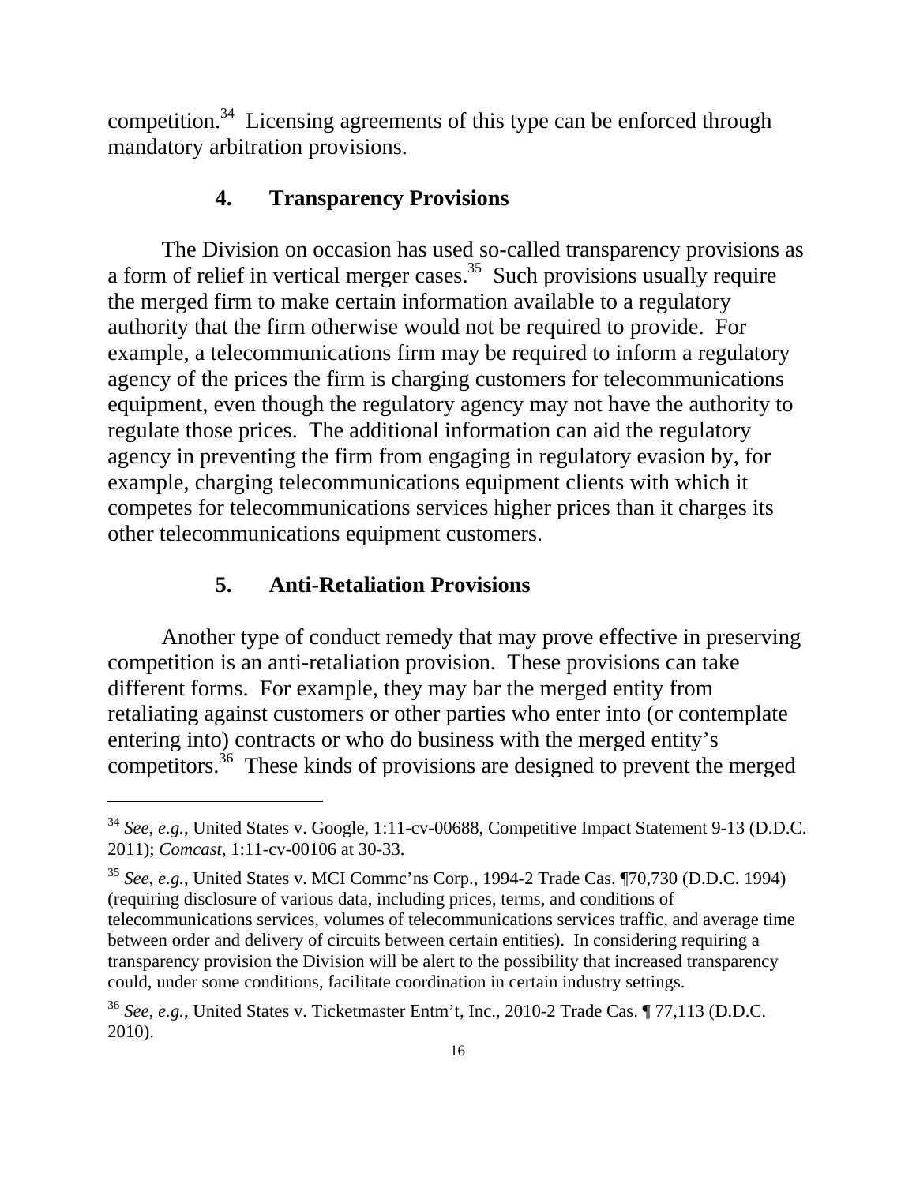competition.[34] Licensing agreements of this type can be enforced through mandatory arbitration provisions.

### 4. Transparency Provisions

The Division on occasion has used so-called transparency provisions as a form of relief in vertical merger cases.[35] Such provisions usually require the merged firm to make certain information available to a regulatory authority that the firm otherwise would not be required to provide. For example, a telecommunications firm may be required to inform a regulatory agency of the prices the firm is charging customers for telecommunications equipment, even though the regulatory agency may not have the authority to regulate those prices. The additional information can aid the regulatory agency in preventing the firm from engaging in regulatory evasion by, for example, charging telecommunications equipment clients with which it competes for telecommunications services higher prices than it charges its other telecommunications equipment customers.

### 5. Anti-Retaliation Provisions

Another type of conduct remedy that may prove effective in preserving competition is an anti-retaliation provision. These provisions can take different forms. For example, they may bar the merged entity from retaliating against customers or other parties who enter into (or contemplate entering into) contracts or who do business with the merged entity's competitors.[36] These kinds of provisions are designed to prevent the merged

---

[34] *See, e.g.*, United States v. Google, 1:11-cv-00688, Competitive Impact Statement 9-13 (D.D.C. 2011); *Comcast*, 1:11-cv-00106 at 30-33.

[35] *See, e.g.*, United States v. MCI Commc'ns Corp., 1994-2 Trade Cas. ¶70,730 (D.D.C. 1994) (requiring disclosure of various data, including prices, terms, and conditions of telecommunications services, volumes of telecommunications services traffic, and average time between order and delivery of circuits between certain entities). In considering requiring a transparency provision the Division will be alert to the possibility that increased transparency could, under some conditions, facilitate coordination in certain industry settings.

[36] *See, e.g.*, United States v. Ticketmaster Entm't, Inc., 2010-2 Trade Cas. ¶ 77,113 (D.D.C. 2010).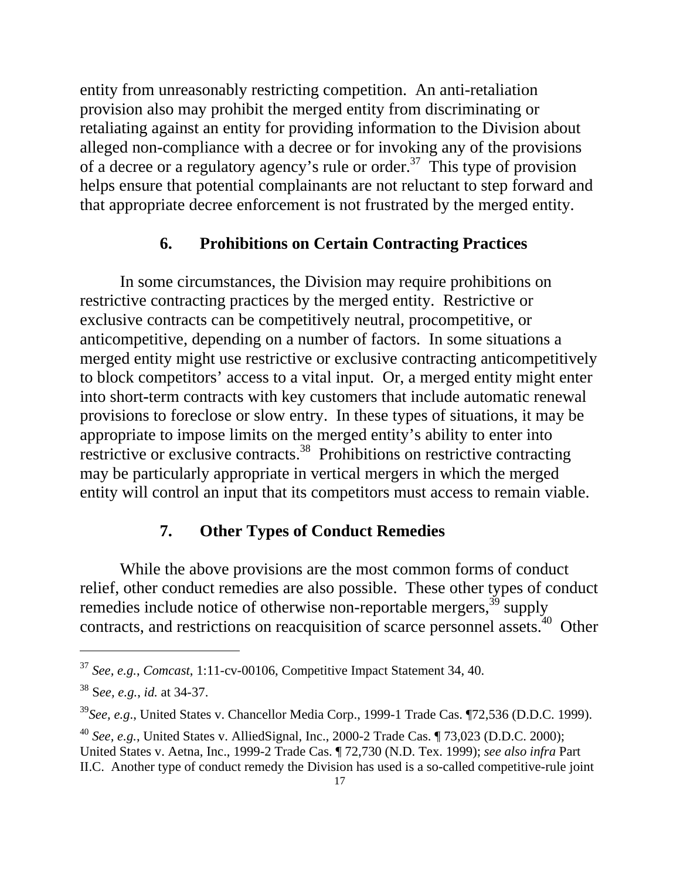entity from unreasonably restricting competition. An anti-retaliation provision also may prohibit the merged entity from discriminating or retaliating against an entity for providing information to the Division about alleged non-compliance with a decree or for invoking any of the provisions of a decree or a regulatory agency's rule or order.[37] This type of provision helps ensure that potential complainants are not reluctant to step forward and that appropriate decree enforcement is not frustrated by the merged entity.

### 6. Prohibitions on Certain Contracting Practices

In some circumstances, the Division may require prohibitions on restrictive contracting practices by the merged entity. Restrictive or exclusive contracts can be competitively neutral, procompetitive, or anticompetitive, depending on a number of factors. In some situations a merged entity might use restrictive or exclusive contracting anticompetitively to block competitors' access to a vital input. Or, a merged entity might enter into short-term contracts with key customers that include automatic renewal provisions to foreclose or slow entry. In these types of situations, it may be appropriate to impose limits on the merged entity's ability to enter into restrictive or exclusive contracts.[38] Prohibitions on restrictive contracting may be particularly appropriate in vertical mergers in which the merged entity will control an input that its competitors must access to remain viable.

### 7. Other Types of Conduct Remedies

While the above provisions are the most common forms of conduct relief, other conduct remedies are also possible. These other types of conduct remedies include notice of otherwise non-reportable mergers,[39] supply contracts, and restrictions on reacquisition of scarce personnel assets.[40] Other

---

[37] *See, e.g.*, *Comcast*, 1:11-cv-00106, Competitive Impact Statement 34, 40.

[38] S*ee, e.g.*, *id.* at 34-37.

[39] *See, e.g*., United States v. Chancellor Media Corp., 1999-1 Trade Cas. ¶72,536 (D.D.C. 1999).

[40] *See, e.g.*, United States v. AlliedSignal, Inc., 2000-2 Trade Cas. ¶ 73,023 (D.D.C. 2000); United States v. Aetna, Inc., 1999-2 Trade Cas. ¶ 72,730 (N.D. Tex. 1999); *see also infra* Part II.C. Another type of conduct remedy the Division has used is a so-called competitive-rule joint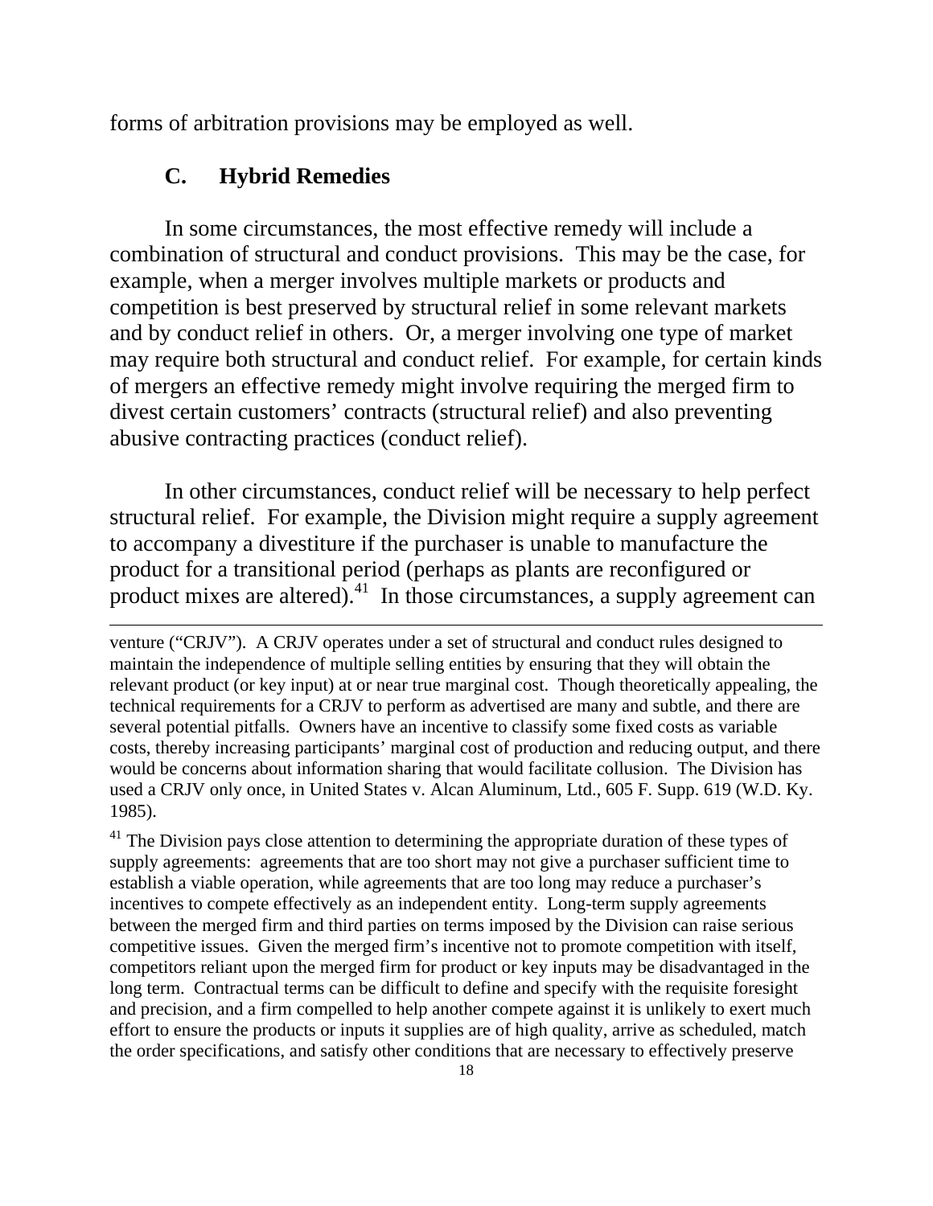forms of arbitration provisions may be employed as well.

### C. Hybrid Remedies

In some circumstances, the most effective remedy will include a combination of structural and conduct provisions. This may be the case, for example, when a merger involves multiple markets or products and competition is best preserved by structural relief in some relevant markets and by conduct relief in others. Or, a merger involving one type of market may require both structural and conduct relief. For example, for certain kinds of mergers an effective remedy might involve requiring the merged firm to divest certain customers' contracts (structural relief) and also preventing abusive contracting practices (conduct relief).

In other circumstances, conduct relief will be necessary to help perfect structural relief. For example, the Division might require a supply agreement to accompany a divestiture if the purchaser is unable to manufacture the product for a transitional period (perhaps as plants are reconfigured or product mixes are altered).[41] In those circumstances, a supply agreement can

---

venture ("CRJV"). A CRJV operates under a set of structural and conduct rules designed to maintain the independence of multiple selling entities by ensuring that they will obtain the relevant product (or key input) at or near true marginal cost. Though theoretically appealing, the technical requirements for a CRJV to perform as advertised are many and subtle, and there are several potential pitfalls. Owners have an incentive to classify some fixed costs as variable costs, thereby increasing participants' marginal cost of production and reducing output, and there would be concerns about information sharing that would facilitate collusion. The Division has used a CRJV only once, in United States v. Alcan Aluminum, Ltd., 605 F. Supp. 619 (W.D. Ky. 1985).

[41] The Division pays close attention to determining the appropriate duration of these types of supply agreements: agreements that are too short may not give a purchaser sufficient time to establish a viable operation, while agreements that are too long may reduce a purchaser's incentives to compete effectively as an independent entity. Long-term supply agreements between the merged firm and third parties on terms imposed by the Division can raise serious competitive issues. Given the merged firm's incentive not to promote competition with itself, competitors reliant upon the merged firm for product or key inputs may be disadvantaged in the long term. Contractual terms can be difficult to define and specify with the requisite foresight and precision, and a firm compelled to help another compete against it is unlikely to exert much effort to ensure the products or inputs it supplies are of high quality, arrive as scheduled, match the order specifications, and satisfy other conditions that are necessary to effectively preserve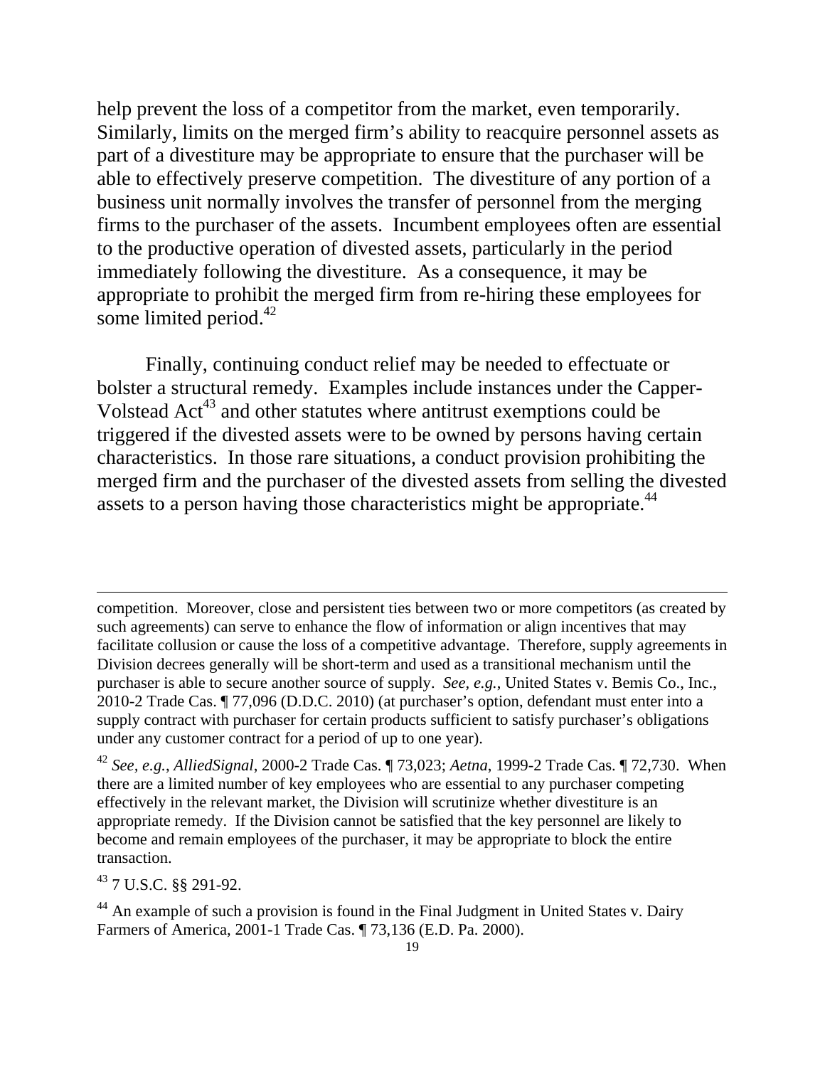help prevent the loss of a competitor from the market, even temporarily. Similarly, limits on the merged firm's ability to reacquire personnel assets as part of a divestiture may be appropriate to ensure that the purchaser will be able to effectively preserve competition. The divestiture of any portion of a business unit normally involves the transfer of personnel from the merging firms to the purchaser of the assets. Incumbent employees often are essential to the productive operation of divested assets, particularly in the period immediately following the divestiture. As a consequence, it may be appropriate to prohibit the merged firm from re-hiring these employees for some limited period.[42]

Finally, continuing conduct relief may be needed to effectuate or bolster a structural remedy. Examples include instances under the Capper-Volstead Act[43] and other statutes where antitrust exemptions could be triggered if the divested assets were to be owned by persons having certain characteristics. In those rare situations, a conduct provision prohibiting the merged firm and the purchaser of the divested assets from selling the divested assets to a person having those characteristics might be appropriate.[44]

---

competition. Moreover, close and persistent ties between two or more competitors (as created by such agreements) can serve to enhance the flow of information or align incentives that may facilitate collusion or cause the loss of a competitive advantage. Therefore, supply agreements in Division decrees generally will be short-term and used as a transitional mechanism until the purchaser is able to secure another source of supply. *See, e.g.*, United States v. Bemis Co., Inc., 2010-2 Trade Cas. ¶ 77,096 (D.D.C. 2010) (at purchaser's option, defendant must enter into a supply contract with purchaser for certain products sufficient to satisfy purchaser's obligations under any customer contract for a period of up to one year).

[42] *See, e.g.*, *AlliedSignal*, 2000-2 Trade Cas. ¶ 73,023; *Aetna*, 1999-2 Trade Cas. ¶ 72,730. When there are a limited number of key employees who are essential to any purchaser competing effectively in the relevant market, the Division will scrutinize whether divestiture is an appropriate remedy. If the Division cannot be satisfied that the key personnel are likely to become and remain employees of the purchaser, it may be appropriate to block the entire transaction.

[43] 7 U.S.C. §§ 291-92.

[44] An example of such a provision is found in the Final Judgment in United States v. Dairy Farmers of America, 2001-1 Trade Cas. ¶ 73,136 (E.D. Pa. 2000).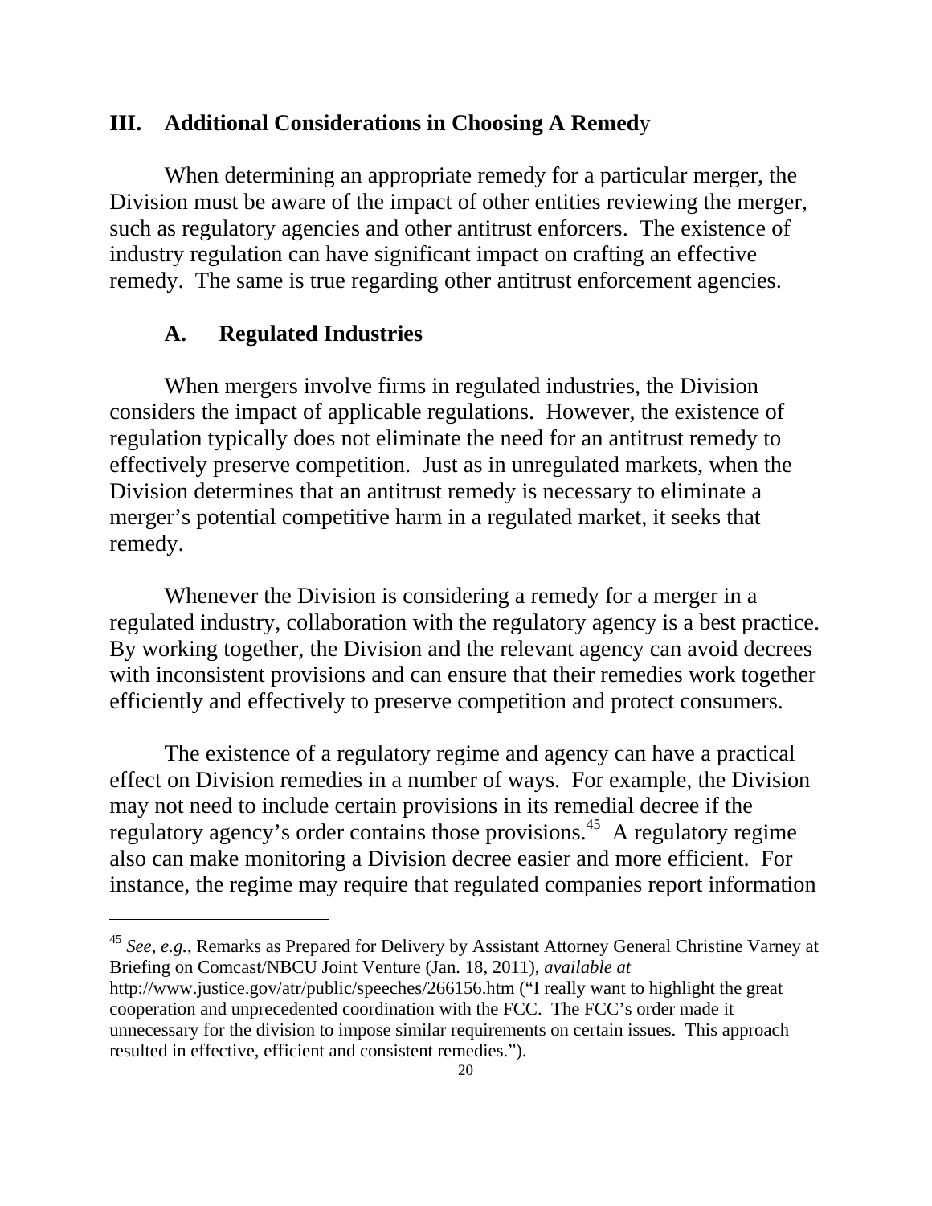## III. Additional Considerations in Choosing A Remedy

When determining an appropriate remedy for a particular merger, the Division must be aware of the impact of other entities reviewing the merger, such as regulatory agencies and other antitrust enforcers. The existence of industry regulation can have significant impact on crafting an effective remedy. The same is true regarding other antitrust enforcement agencies.

### A. Regulated Industries

When mergers involve firms in regulated industries, the Division considers the impact of applicable regulations. However, the existence of regulation typically does not eliminate the need for an antitrust remedy to effectively preserve competition. Just as in unregulated markets, when the Division determines that an antitrust remedy is necessary to eliminate a merger's potential competitive harm in a regulated market, it seeks that remedy.

Whenever the Division is considering a remedy for a merger in a regulated industry, collaboration with the regulatory agency is a best practice. By working together, the Division and the relevant agency can avoid decrees with inconsistent provisions and can ensure that their remedies work together efficiently and effectively to preserve competition and protect consumers.

The existence of a regulatory regime and agency can have a practical effect on Division remedies in a number of ways. For example, the Division may not need to include certain provisions in its remedial decree if the regulatory agency's order contains those provisions.[45] A regulatory regime also can make monitoring a Division decree easier and more efficient. For instance, the regime may require that regulated companies report information

---

[45] *See, e.g.*, Remarks as Prepared for Delivery by Assistant Attorney General Christine Varney at Briefing on Comcast/NBCU Joint Venture (Jan. 18, 2011), *available at* http://www.justice.gov/atr/public/speeches/266156.htm ("I really want to highlight the great cooperation and unprecedented coordination with the FCC. The FCC's order made it unnecessary for the division to impose similar requirements on certain issues. This approach resulted in effective, efficient and consistent remedies.").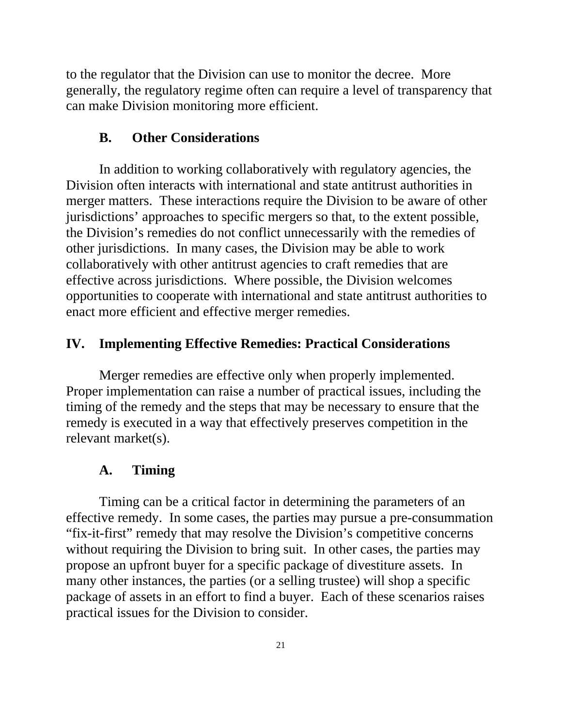to the regulator that the Division can use to monitor the decree. More generally, the regulatory regime often can require a level of transparency that can make Division monitoring more efficient.

### B. Other Considerations

In addition to working collaboratively with regulatory agencies, the Division often interacts with international and state antitrust authorities in merger matters. These interactions require the Division to be aware of other jurisdictions' approaches to specific mergers so that, to the extent possible, the Division's remedies do not conflict unnecessarily with the remedies of other jurisdictions. In many cases, the Division may be able to work collaboratively with other antitrust agencies to craft remedies that are effective across jurisdictions. Where possible, the Division welcomes opportunities to cooperate with international and state antitrust authorities to enact more efficient and effective merger remedies.

## IV. Implementing Effective Remedies: Practical Considerations

Merger remedies are effective only when properly implemented. Proper implementation can raise a number of practical issues, including the timing of the remedy and the steps that may be necessary to ensure that the remedy is executed in a way that effectively preserves competition in the relevant market(s).

### A. Timing

Timing can be a critical factor in determining the parameters of an effective remedy. In some cases, the parties may pursue a pre-consummation "fix-it-first" remedy that may resolve the Division's competitive concerns without requiring the Division to bring suit. In other cases, the parties may propose an upfront buyer for a specific package of divestiture assets. In many other instances, the parties (or a selling trustee) will shop a specific package of assets in an effort to find a buyer. Each of these scenarios raises practical issues for the Division to consider.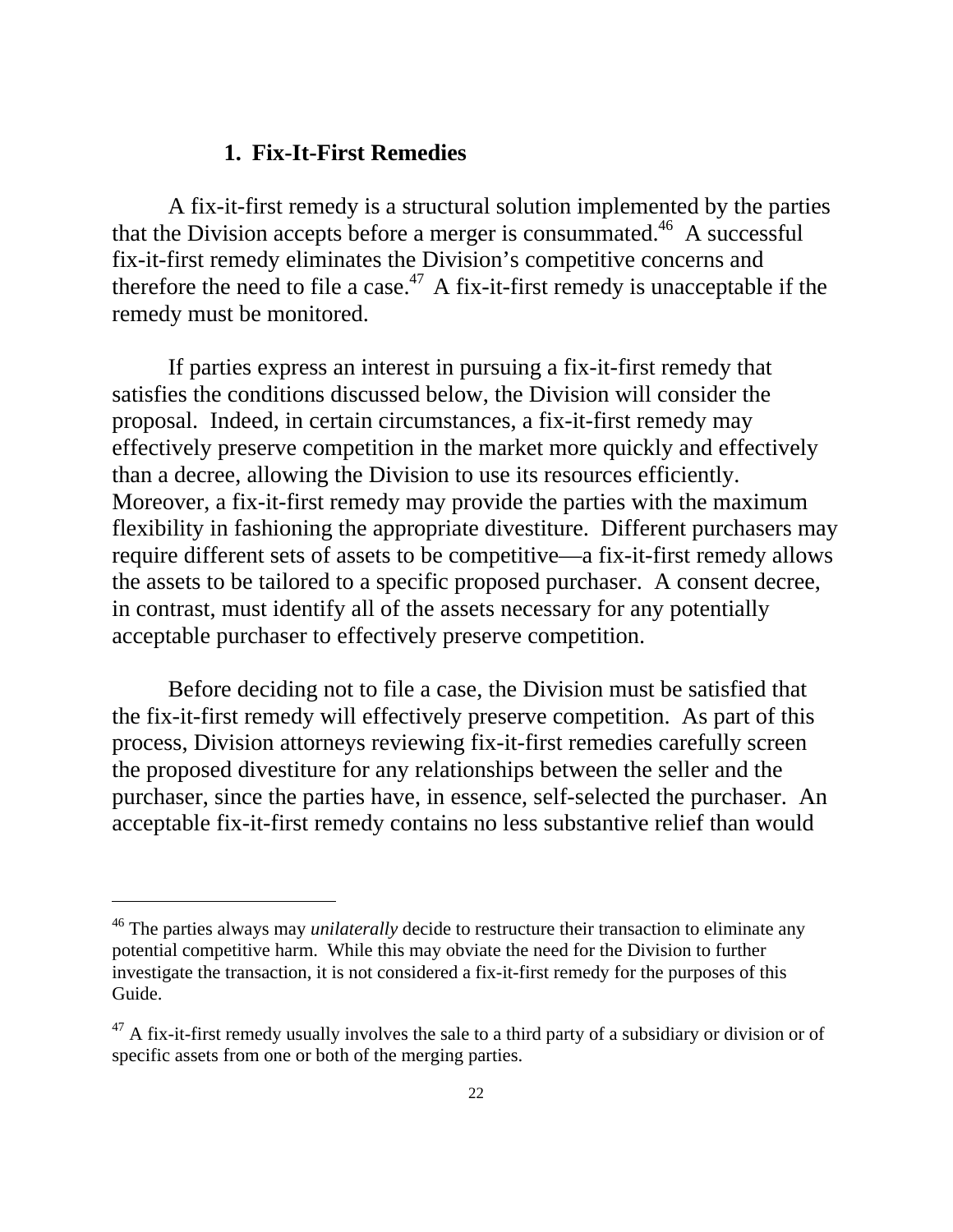### 1. Fix-It-First Remedies

A fix-it-first remedy is a structural solution implemented by the parties that the Division accepts before a merger is consummated.[46] A successful fix-it-first remedy eliminates the Division's competitive concerns and therefore the need to file a case.[47] A fix-it-first remedy is unacceptable if the remedy must be monitored.

If parties express an interest in pursuing a fix-it-first remedy that satisfies the conditions discussed below, the Division will consider the proposal. Indeed, in certain circumstances, a fix-it-first remedy may effectively preserve competition in the market more quickly and effectively than a decree, allowing the Division to use its resources efficiently. Moreover, a fix-it-first remedy may provide the parties with the maximum flexibility in fashioning the appropriate divestiture. Different purchasers may require different sets of assets to be competitive—a fix-it-first remedy allows the assets to be tailored to a specific proposed purchaser. A consent decree, in contrast, must identify all of the assets necessary for any potentially acceptable purchaser to effectively preserve competition.

Before deciding not to file a case, the Division must be satisfied that the fix-it-first remedy will effectively preserve competition. As part of this process, Division attorneys reviewing fix-it-first remedies carefully screen the proposed divestiture for any relationships between the seller and the purchaser, since the parties have, in essence, self-selected the purchaser. An acceptable fix-it-first remedy contains no less substantive relief than would

---

[46] The parties always may *unilaterally* decide to restructure their transaction to eliminate any potential competitive harm. While this may obviate the need for the Division to further investigate the transaction, it is not considered a fix-it-first remedy for the purposes of this Guide.

[47] A fix-it-first remedy usually involves the sale to a third party of a subsidiary or division or of specific assets from one or both of the merging parties.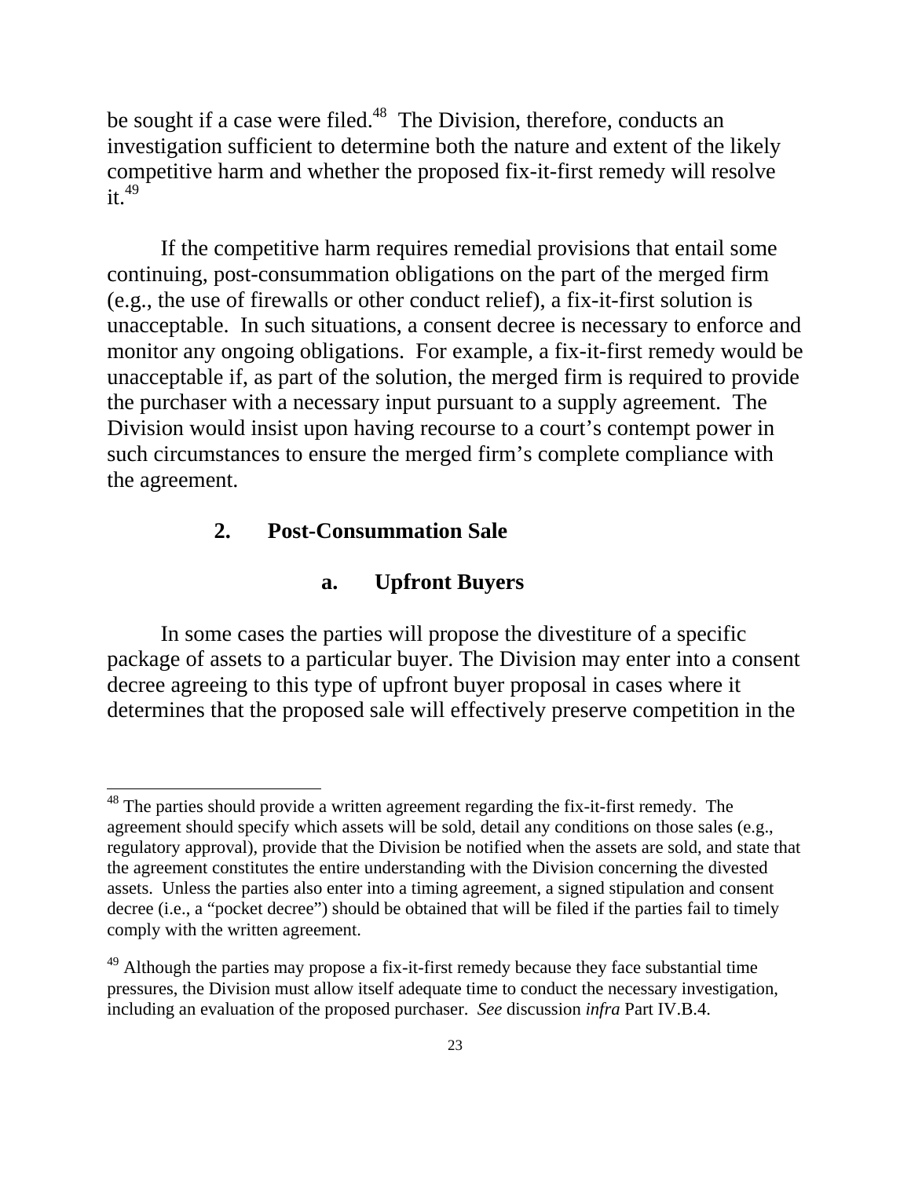be sought if a case were filed.[48] The Division, therefore, conducts an investigation sufficient to determine both the nature and extent of the likely competitive harm and whether the proposed fix-it-first remedy will resolve it.[49]

If the competitive harm requires remedial provisions that entail some continuing, post-consummation obligations on the part of the merged firm (e.g., the use of firewalls or other conduct relief), a fix-it-first solution is unacceptable. In such situations, a consent decree is necessary to enforce and monitor any ongoing obligations. For example, a fix-it-first remedy would be unacceptable if, as part of the solution, the merged firm is required to provide the purchaser with a necessary input pursuant to a supply agreement. The Division would insist upon having recourse to a court's contempt power in such circumstances to ensure the merged firm's complete compliance with the agreement.

### 2. Post-Consummation Sale

#### a. Upfront Buyers

In some cases the parties will propose the divestiture of a specific package of assets to a particular buyer. The Division may enter into a consent decree agreeing to this type of upfront buyer proposal in cases where it determines that the proposed sale will effectively preserve competition in the

---

[48] The parties should provide a written agreement regarding the fix-it-first remedy. The agreement should specify which assets will be sold, detail any conditions on those sales (e.g., regulatory approval), provide that the Division be notified when the assets are sold, and state that the agreement constitutes the entire understanding with the Division concerning the divested assets. Unless the parties also enter into a timing agreement, a signed stipulation and consent decree (i.e., a "pocket decree") should be obtained that will be filed if the parties fail to timely comply with the written agreement.

[49] Although the parties may propose a fix-it-first remedy because they face substantial time pressures, the Division must allow itself adequate time to conduct the necessary investigation, including an evaluation of the proposed purchaser. *See* discussion *infra* Part IV.B.4.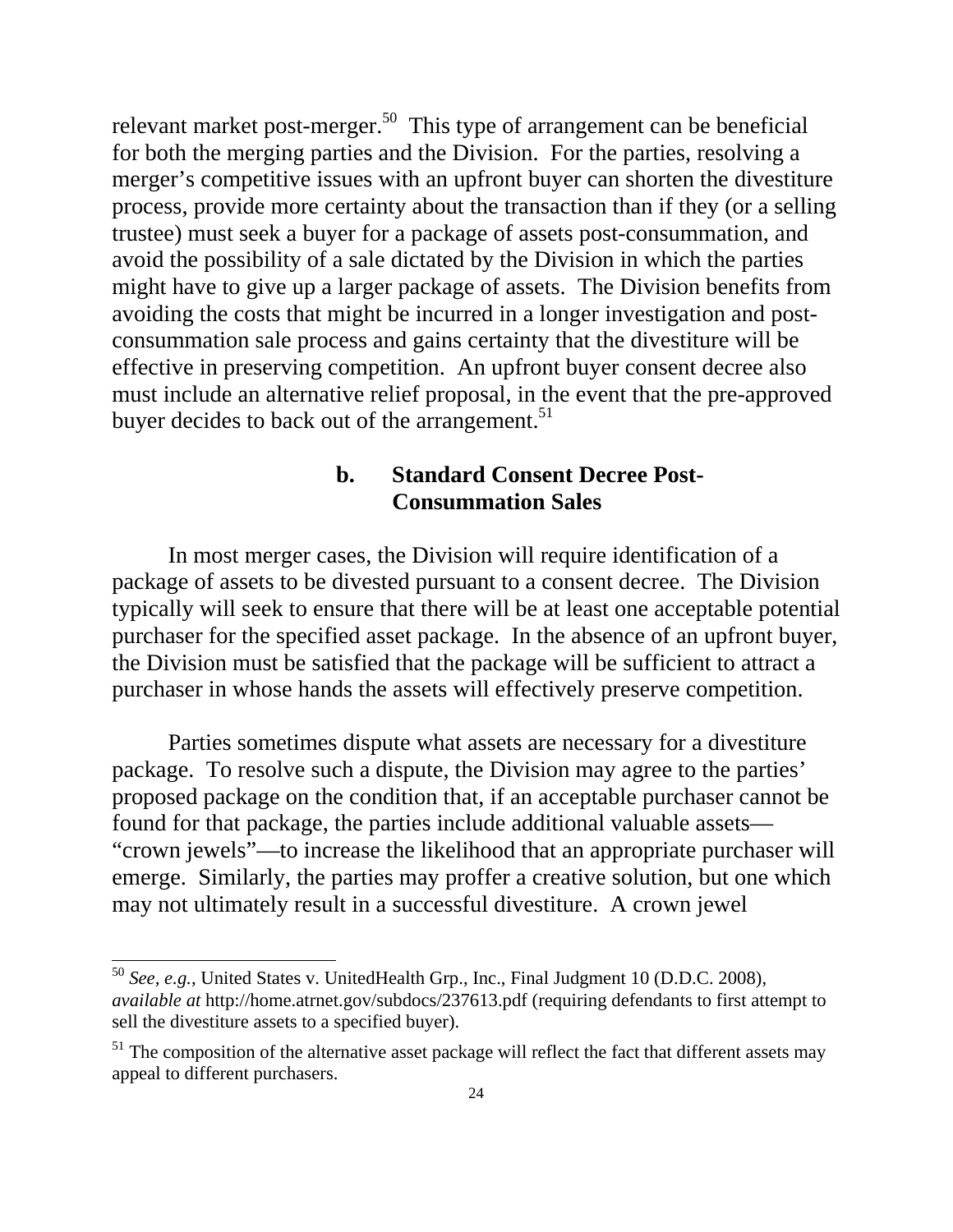relevant market post-merger.[50] This type of arrangement can be beneficial for both the merging parties and the Division. For the parties, resolving a merger's competitive issues with an upfront buyer can shorten the divestiture process, provide more certainty about the transaction than if they (or a selling trustee) must seek a buyer for a package of assets post-consummation, and avoid the possibility of a sale dictated by the Division in which the parties might have to give up a larger package of assets. The Division benefits from avoiding the costs that might be incurred in a longer investigation and post-consummation sale process and gains certainty that the divestiture will be effective in preserving competition. An upfront buyer consent decree also must include an alternative relief proposal, in the event that the pre-approved buyer decides to back out of the arrangement.[51]

#### b. Standard Consent Decree Post-Consummation Sales

In most merger cases, the Division will require identification of a package of assets to be divested pursuant to a consent decree. The Division typically will seek to ensure that there will be at least one acceptable potential purchaser for the specified asset package. In the absence of an upfront buyer, the Division must be satisfied that the package will be sufficient to attract a purchaser in whose hands the assets will effectively preserve competition.

Parties sometimes dispute what assets are necessary for a divestiture package. To resolve such a dispute, the Division may agree to the parties' proposed package on the condition that, if an acceptable purchaser cannot be found for that package, the parties include additional valuable assets—"crown jewels"—to increase the likelihood that an appropriate purchaser will emerge. Similarly, the parties may proffer a creative solution, but one which may not ultimately result in a successful divestiture. A crown jewel

---

[50] *See, e.g.*, United States v. UnitedHealth Grp., Inc., Final Judgment 10 (D.D.C. 2008), *available at* http://home.atrnet.gov/subdocs/237613.pdf (requiring defendants to first attempt to sell the divestiture assets to a specified buyer).

[51] The composition of the alternative asset package will reflect the fact that different assets may appeal to different purchasers.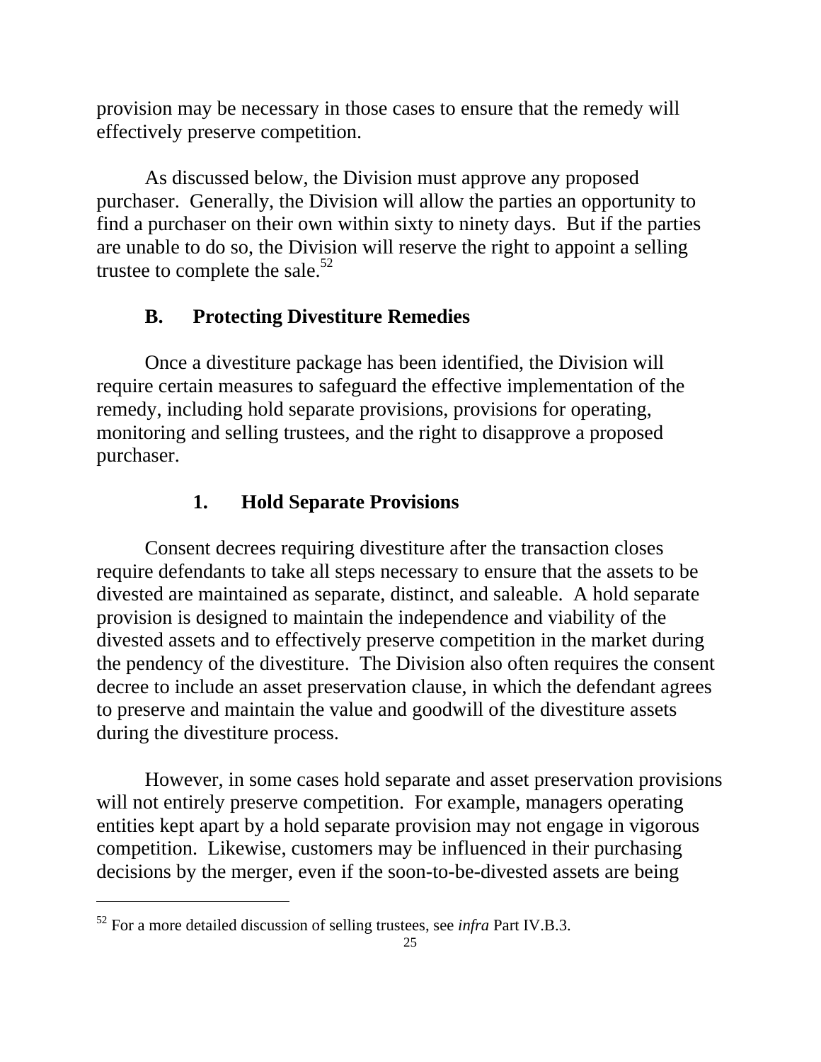provision may be necessary in those cases to ensure that the remedy will effectively preserve competition.

As discussed below, the Division must approve any proposed purchaser. Generally, the Division will allow the parties an opportunity to find a purchaser on their own within sixty to ninety days. But if the parties are unable to do so, the Division will reserve the right to appoint a selling trustee to complete the sale.[52]

## B. Protecting Divestiture Remedies

Once a divestiture package has been identified, the Division will require certain measures to safeguard the effective implementation of the remedy, including hold separate provisions, provisions for operating, monitoring and selling trustees, and the right to disapprove a proposed purchaser.

### 1. Hold Separate Provisions

Consent decrees requiring divestiture after the transaction closes require defendants to take all steps necessary to ensure that the assets to be divested are maintained as separate, distinct, and saleable. A hold separate provision is designed to maintain the independence and viability of the divested assets and to effectively preserve competition in the market during the pendency of the divestiture. The Division also often requires the consent decree to include an asset preservation clause, in which the defendant agrees to preserve and maintain the value and goodwill of the divestiture assets during the divestiture process.

However, in some cases hold separate and asset preservation provisions will not entirely preserve competition. For example, managers operating entities kept apart by a hold separate provision may not engage in vigorous competition. Likewise, customers may be influenced in their purchasing decisions by the merger, even if the soon-to-be-divested assets are being

---

[52] For a more detailed discussion of selling trustees, see *infra* Part IV.B.3.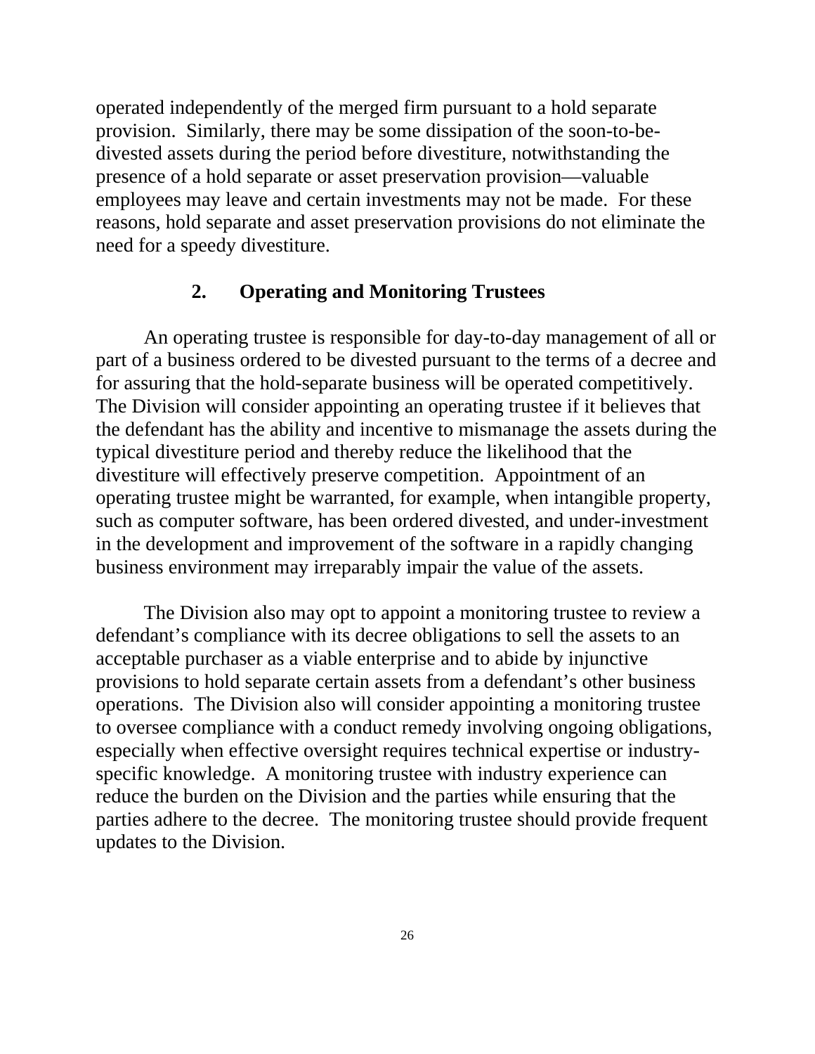operated independently of the merged firm pursuant to a hold separate provision. Similarly, there may be some dissipation of the soon-to-be-divested assets during the period before divestiture, notwithstanding the presence of a hold separate or asset preservation provision—valuable employees may leave and certain investments may not be made. For these reasons, hold separate and asset preservation provisions do not eliminate the need for a speedy divestiture.

### 2. Operating and Monitoring Trustees

An operating trustee is responsible for day-to-day management of all or part of a business ordered to be divested pursuant to the terms of a decree and for assuring that the hold-separate business will be operated competitively. The Division will consider appointing an operating trustee if it believes that the defendant has the ability and incentive to mismanage the assets during the typical divestiture period and thereby reduce the likelihood that the divestiture will effectively preserve competition. Appointment of an operating trustee might be warranted, for example, when intangible property, such as computer software, has been ordered divested, and under-investment in the development and improvement of the software in a rapidly changing business environment may irreparably impair the value of the assets.

The Division also may opt to appoint a monitoring trustee to review a defendant's compliance with its decree obligations to sell the assets to an acceptable purchaser as a viable enterprise and to abide by injunctive provisions to hold separate certain assets from a defendant's other business operations. The Division also will consider appointing a monitoring trustee to oversee compliance with a conduct remedy involving ongoing obligations, especially when effective oversight requires technical expertise or industry-specific knowledge. A monitoring trustee with industry experience can reduce the burden on the Division and the parties while ensuring that the parties adhere to the decree. The monitoring trustee should provide frequent updates to the Division.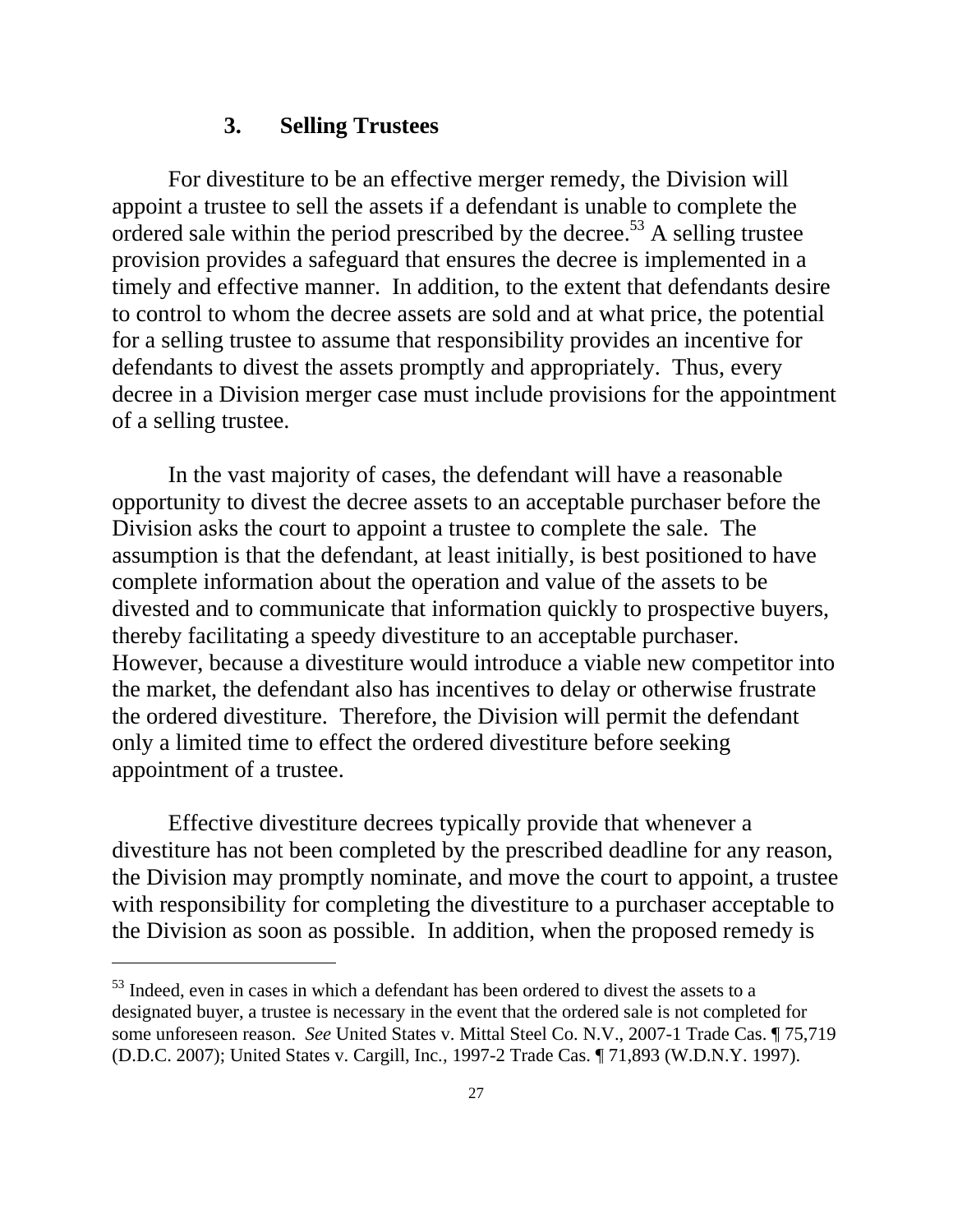### 3. Selling Trustees

For divestiture to be an effective merger remedy, the Division will appoint a trustee to sell the assets if a defendant is unable to complete the ordered sale within the period prescribed by the decree.[53] A selling trustee provision provides a safeguard that ensures the decree is implemented in a timely and effective manner. In addition, to the extent that defendants desire to control to whom the decree assets are sold and at what price, the potential for a selling trustee to assume that responsibility provides an incentive for defendants to divest the assets promptly and appropriately. Thus, every decree in a Division merger case must include provisions for the appointment of a selling trustee.

In the vast majority of cases, the defendant will have a reasonable opportunity to divest the decree assets to an acceptable purchaser before the Division asks the court to appoint a trustee to complete the sale. The assumption is that the defendant, at least initially, is best positioned to have complete information about the operation and value of the assets to be divested and to communicate that information quickly to prospective buyers, thereby facilitating a speedy divestiture to an acceptable purchaser. However, because a divestiture would introduce a viable new competitor into the market, the defendant also has incentives to delay or otherwise frustrate the ordered divestiture. Therefore, the Division will permit the defendant only a limited time to effect the ordered divestiture before seeking appointment of a trustee.

Effective divestiture decrees typically provide that whenever a divestiture has not been completed by the prescribed deadline for any reason, the Division may promptly nominate, and move the court to appoint, a trustee with responsibility for completing the divestiture to a purchaser acceptable to the Division as soon as possible. In addition, when the proposed remedy is

---

[53] Indeed, even in cases in which a defendant has been ordered to divest the assets to a designated buyer, a trustee is necessary in the event that the ordered sale is not completed for some unforeseen reason. *See* United States v. Mittal Steel Co. N.V., 2007-1 Trade Cas. ¶ 75,719 (D.D.C. 2007); United States v. Cargill, Inc., 1997-2 Trade Cas. ¶ 71,893 (W.D.N.Y. 1997).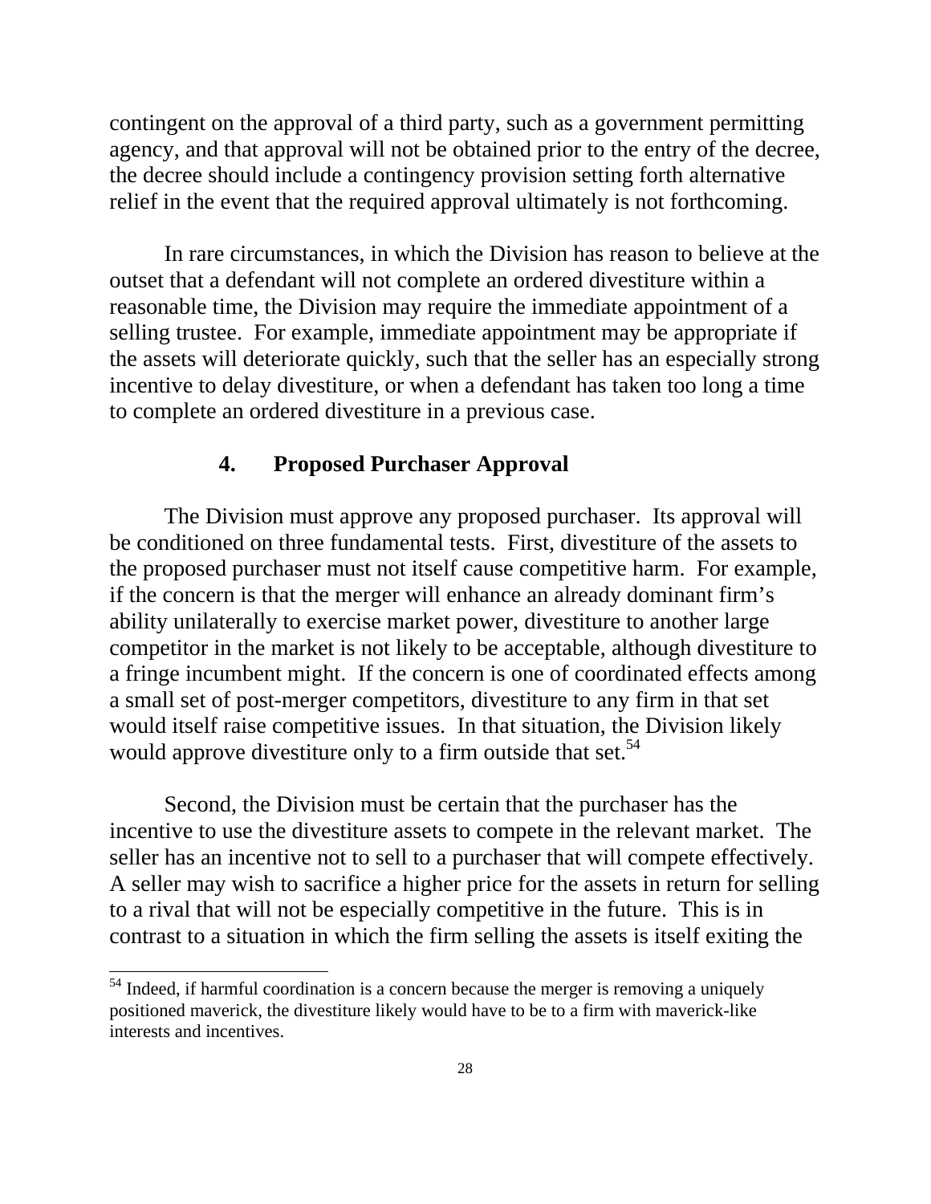contingent on the approval of a third party, such as a government permitting agency, and that approval will not be obtained prior to the entry of the decree, the decree should include a contingency provision setting forth alternative relief in the event that the required approval ultimately is not forthcoming.

In rare circumstances, in which the Division has reason to believe at the outset that a defendant will not complete an ordered divestiture within a reasonable time, the Division may require the immediate appointment of a selling trustee. For example, immediate appointment may be appropriate if the assets will deteriorate quickly, such that the seller has an especially strong incentive to delay divestiture, or when a defendant has taken too long a time to complete an ordered divestiture in a previous case.

### 4. Proposed Purchaser Approval

The Division must approve any proposed purchaser. Its approval will be conditioned on three fundamental tests. First, divestiture of the assets to the proposed purchaser must not itself cause competitive harm. For example, if the concern is that the merger will enhance an already dominant firm's ability unilaterally to exercise market power, divestiture to another large competitor in the market is not likely to be acceptable, although divestiture to a fringe incumbent might. If the concern is one of coordinated effects among a small set of post-merger competitors, divestiture to any firm in that set would itself raise competitive issues. In that situation, the Division likely would approve divestiture only to a firm outside that set.[54]

Second, the Division must be certain that the purchaser has the incentive to use the divestiture assets to compete in the relevant market. The seller has an incentive not to sell to a purchaser that will compete effectively. A seller may wish to sacrifice a higher price for the assets in return for selling to a rival that will not be especially competitive in the future. This is in contrast to a situation in which the firm selling the assets is itself exiting the

---

[54] Indeed, if harmful coordination is a concern because the merger is removing a uniquely positioned maverick, the divestiture likely would have to be to a firm with maverick-like interests and incentives.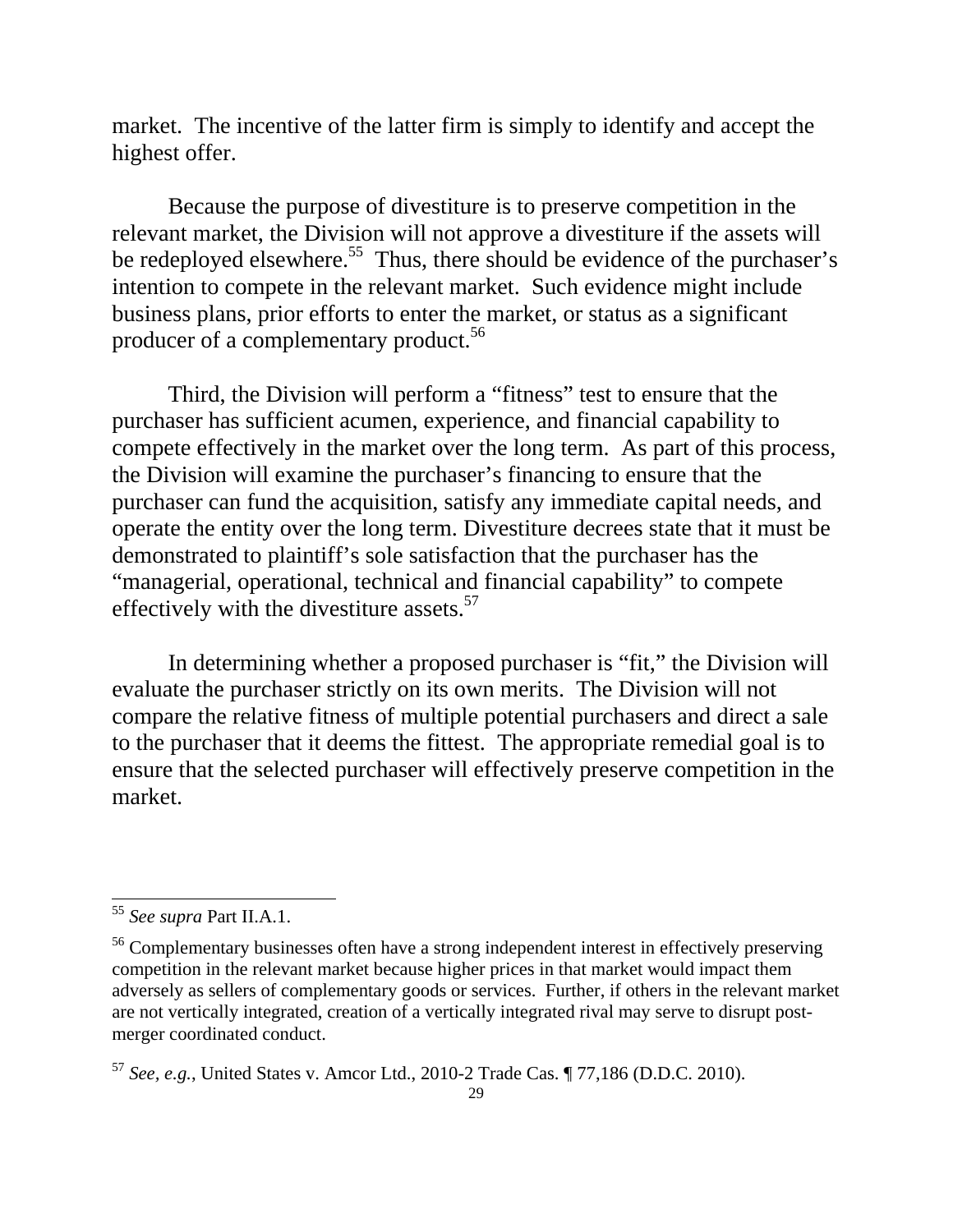market. The incentive of the latter firm is simply to identify and accept the highest offer.

Because the purpose of divestiture is to preserve competition in the relevant market, the Division will not approve a divestiture if the assets will be redeployed elsewhere.[55] Thus, there should be evidence of the purchaser's intention to compete in the relevant market. Such evidence might include business plans, prior efforts to enter the market, or status as a significant producer of a complementary product.[56]

Third, the Division will perform a "fitness" test to ensure that the purchaser has sufficient acumen, experience, and financial capability to compete effectively in the market over the long term. As part of this process, the Division will examine the purchaser's financing to ensure that the purchaser can fund the acquisition, satisfy any immediate capital needs, and operate the entity over the long term. Divestiture decrees state that it must be demonstrated to plaintiff's sole satisfaction that the purchaser has the "managerial, operational, technical and financial capability" to compete effectively with the divestiture assets.[57]

In determining whether a proposed purchaser is "fit," the Division will evaluate the purchaser strictly on its own merits. The Division will not compare the relative fitness of multiple potential purchasers and direct a sale to the purchaser that it deems the fittest. The appropriate remedial goal is to ensure that the selected purchaser will effectively preserve competition in the market.

---

[55] *See supra* Part II.A.1.

[56] Complementary businesses often have a strong independent interest in effectively preserving competition in the relevant market because higher prices in that market would impact them adversely as sellers of complementary goods or services. Further, if others in the relevant market are not vertically integrated, creation of a vertically integrated rival may serve to disrupt post-merger coordinated conduct.

[57] *See, e.g.*, United States v. Amcor Ltd., 2010-2 Trade Cas. ¶ 77,186 (D.D.C. 2010).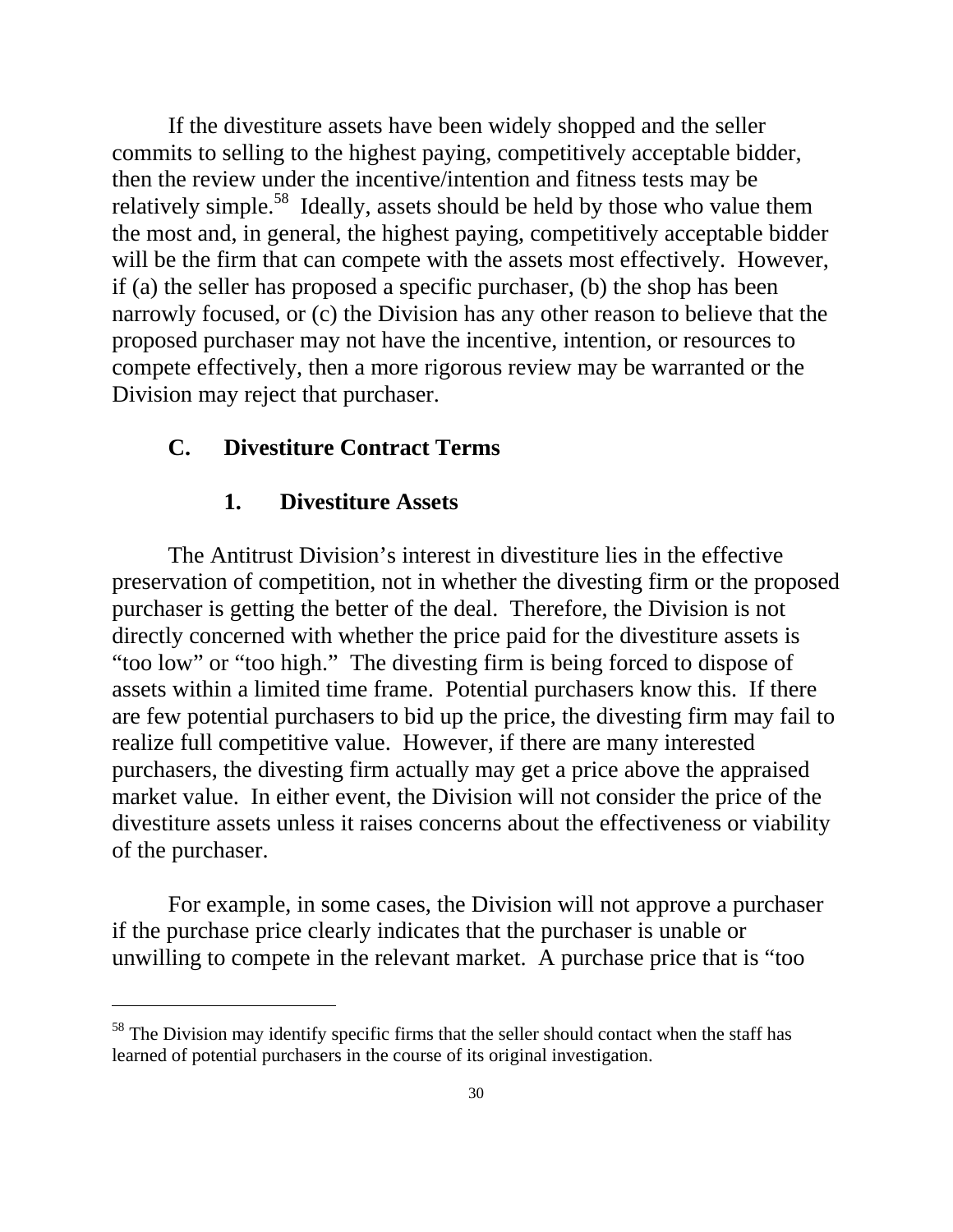If the divestiture assets have been widely shopped and the seller commits to selling to the highest paying, competitively acceptable bidder, then the review under the incentive/intention and fitness tests may be relatively simple.[58] Ideally, assets should be held by those who value them the most and, in general, the highest paying, competitively acceptable bidder will be the firm that can compete with the assets most effectively. However, if (a) the seller has proposed a specific purchaser, (b) the shop has been narrowly focused, or (c) the Division has any other reason to believe that the proposed purchaser may not have the incentive, intention, or resources to compete effectively, then a more rigorous review may be warranted or the Division may reject that purchaser.

## C. Divestiture Contract Terms

### 1. Divestiture Assets

The Antitrust Division's interest in divestiture lies in the effective preservation of competition, not in whether the divesting firm or the proposed purchaser is getting the better of the deal. Therefore, the Division is not directly concerned with whether the price paid for the divestiture assets is "too low" or "too high." The divesting firm is being forced to dispose of assets within a limited time frame. Potential purchasers know this. If there are few potential purchasers to bid up the price, the divesting firm may fail to realize full competitive value. However, if there are many interested purchasers, the divesting firm actually may get a price above the appraised market value. In either event, the Division will not consider the price of the divestiture assets unless it raises concerns about the effectiveness or viability of the purchaser.

For example, in some cases, the Division will not approve a purchaser if the purchase price clearly indicates that the purchaser is unable or unwilling to compete in the relevant market. A purchase price that is "too

[58] The Division may identify specific firms that the seller should contact when the staff has learned of potential purchasers in the course of its original investigation.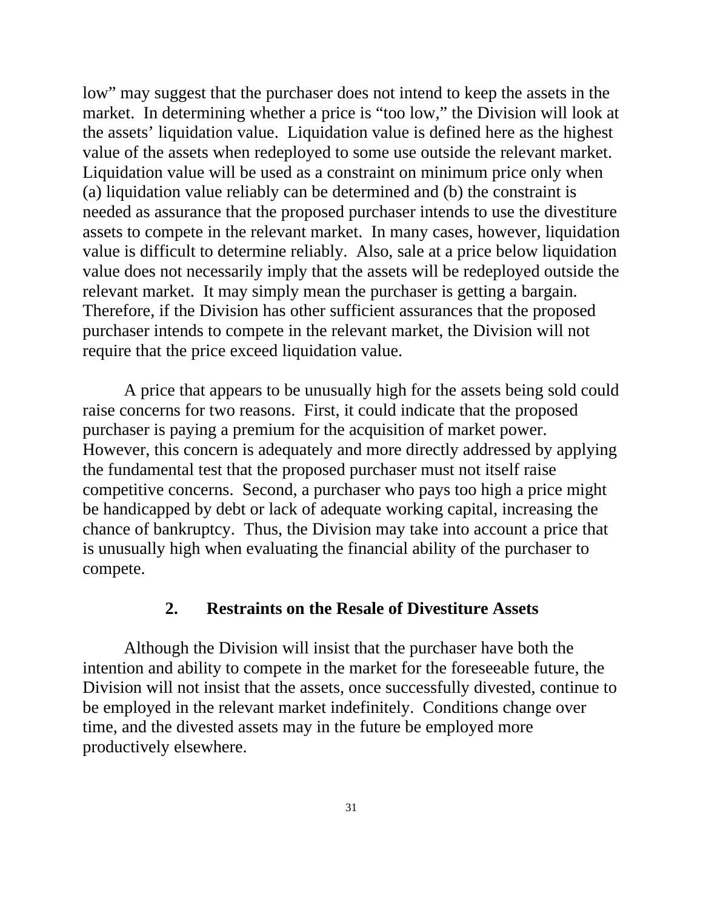low" may suggest that the purchaser does not intend to keep the assets in the market. In determining whether a price is "too low," the Division will look at the assets' liquidation value. Liquidation value is defined here as the highest value of the assets when redeployed to some use outside the relevant market. Liquidation value will be used as a constraint on minimum price only when (a) liquidation value reliably can be determined and (b) the constraint is needed as assurance that the proposed purchaser intends to use the divestiture assets to compete in the relevant market. In many cases, however, liquidation value is difficult to determine reliably. Also, sale at a price below liquidation value does not necessarily imply that the assets will be redeployed outside the relevant market. It may simply mean the purchaser is getting a bargain. Therefore, if the Division has other sufficient assurances that the proposed purchaser intends to compete in the relevant market, the Division will not require that the price exceed liquidation value.

A price that appears to be unusually high for the assets being sold could raise concerns for two reasons. First, it could indicate that the proposed purchaser is paying a premium for the acquisition of market power. However, this concern is adequately and more directly addressed by applying the fundamental test that the proposed purchaser must not itself raise competitive concerns. Second, a purchaser who pays too high a price might be handicapped by debt or lack of adequate working capital, increasing the chance of bankruptcy. Thus, the Division may take into account a price that is unusually high when evaluating the financial ability of the purchaser to compete.

### 2. Restraints on the Resale of Divestiture Assets

Although the Division will insist that the purchaser have both the intention and ability to compete in the market for the foreseeable future, the Division will not insist that the assets, once successfully divested, continue to be employed in the relevant market indefinitely. Conditions change over time, and the divested assets may in the future be employed more productively elsewhere.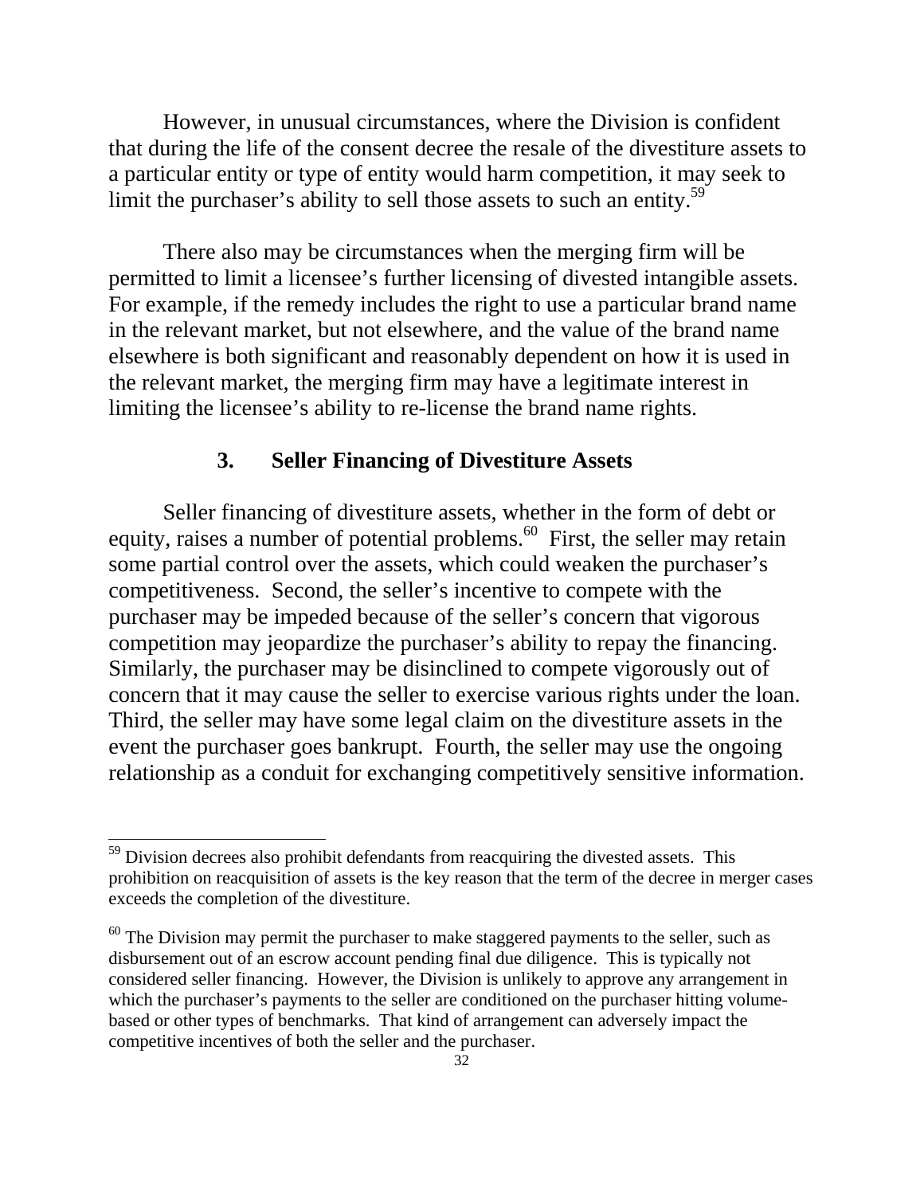However, in unusual circumstances, where the Division is confident that during the life of the consent decree the resale of the divestiture assets to a particular entity or type of entity would harm competition, it may seek to limit the purchaser's ability to sell those assets to such an entity.[59]

There also may be circumstances when the merging firm will be permitted to limit a licensee's further licensing of divested intangible assets. For example, if the remedy includes the right to use a particular brand name in the relevant market, but not elsewhere, and the value of the brand name elsewhere is both significant and reasonably dependent on how it is used in the relevant market, the merging firm may have a legitimate interest in limiting the licensee's ability to re-license the brand name rights.

### 3. Seller Financing of Divestiture Assets

Seller financing of divestiture assets, whether in the form of debt or equity, raises a number of potential problems.[60] First, the seller may retain some partial control over the assets, which could weaken the purchaser's competitiveness. Second, the seller's incentive to compete with the purchaser may be impeded because of the seller's concern that vigorous competition may jeopardize the purchaser's ability to repay the financing. Similarly, the purchaser may be disinclined to compete vigorously out of concern that it may cause the seller to exercise various rights under the loan. Third, the seller may have some legal claim on the divestiture assets in the event the purchaser goes bankrupt. Fourth, the seller may use the ongoing relationship as a conduit for exchanging competitively sensitive information.

---

[59] Division decrees also prohibit defendants from reacquiring the divested assets. This prohibition on reacquisition of assets is the key reason that the term of the decree in merger cases exceeds the completion of the divestiture.

[60] The Division may permit the purchaser to make staggered payments to the seller, such as disbursement out of an escrow account pending final due diligence. This is typically not considered seller financing. However, the Division is unlikely to approve any arrangement in which the purchaser's payments to the seller are conditioned on the purchaser hitting volume-based or other types of benchmarks. That kind of arrangement can adversely impact the competitive incentives of both the seller and the purchaser.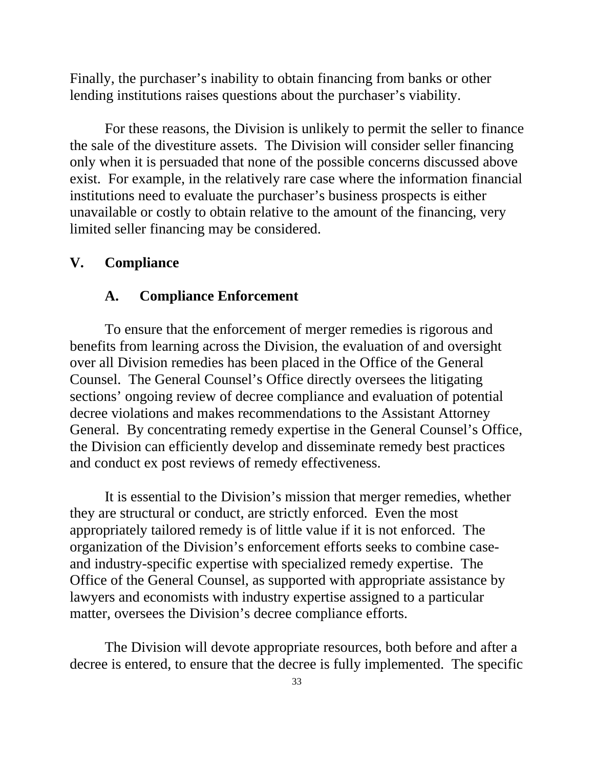Finally, the purchaser's inability to obtain financing from banks or other lending institutions raises questions about the purchaser's viability.

For these reasons, the Division is unlikely to permit the seller to finance the sale of the divestiture assets. The Division will consider seller financing only when it is persuaded that none of the possible concerns discussed above exist. For example, in the relatively rare case where the information financial institutions need to evaluate the purchaser's business prospects is either unavailable or costly to obtain relative to the amount of the financing, very limited seller financing may be considered.

## V. Compliance

### A. Compliance Enforcement

To ensure that the enforcement of merger remedies is rigorous and benefits from learning across the Division, the evaluation of and oversight over all Division remedies has been placed in the Office of the General Counsel. The General Counsel's Office directly oversees the litigating sections' ongoing review of decree compliance and evaluation of potential decree violations and makes recommendations to the Assistant Attorney General. By concentrating remedy expertise in the General Counsel's Office, the Division can efficiently develop and disseminate remedy best practices and conduct ex post reviews of remedy effectiveness.

It is essential to the Division's mission that merger remedies, whether they are structural or conduct, are strictly enforced. Even the most appropriately tailored remedy is of little value if it is not enforced. The organization of the Division's enforcement efforts seeks to combine case- and industry-specific expertise with specialized remedy expertise. The Office of the General Counsel, as supported with appropriate assistance by lawyers and economists with industry expertise assigned to a particular matter, oversees the Division's decree compliance efforts.

The Division will devote appropriate resources, both before and after a decree is entered, to ensure that the decree is fully implemented. The specific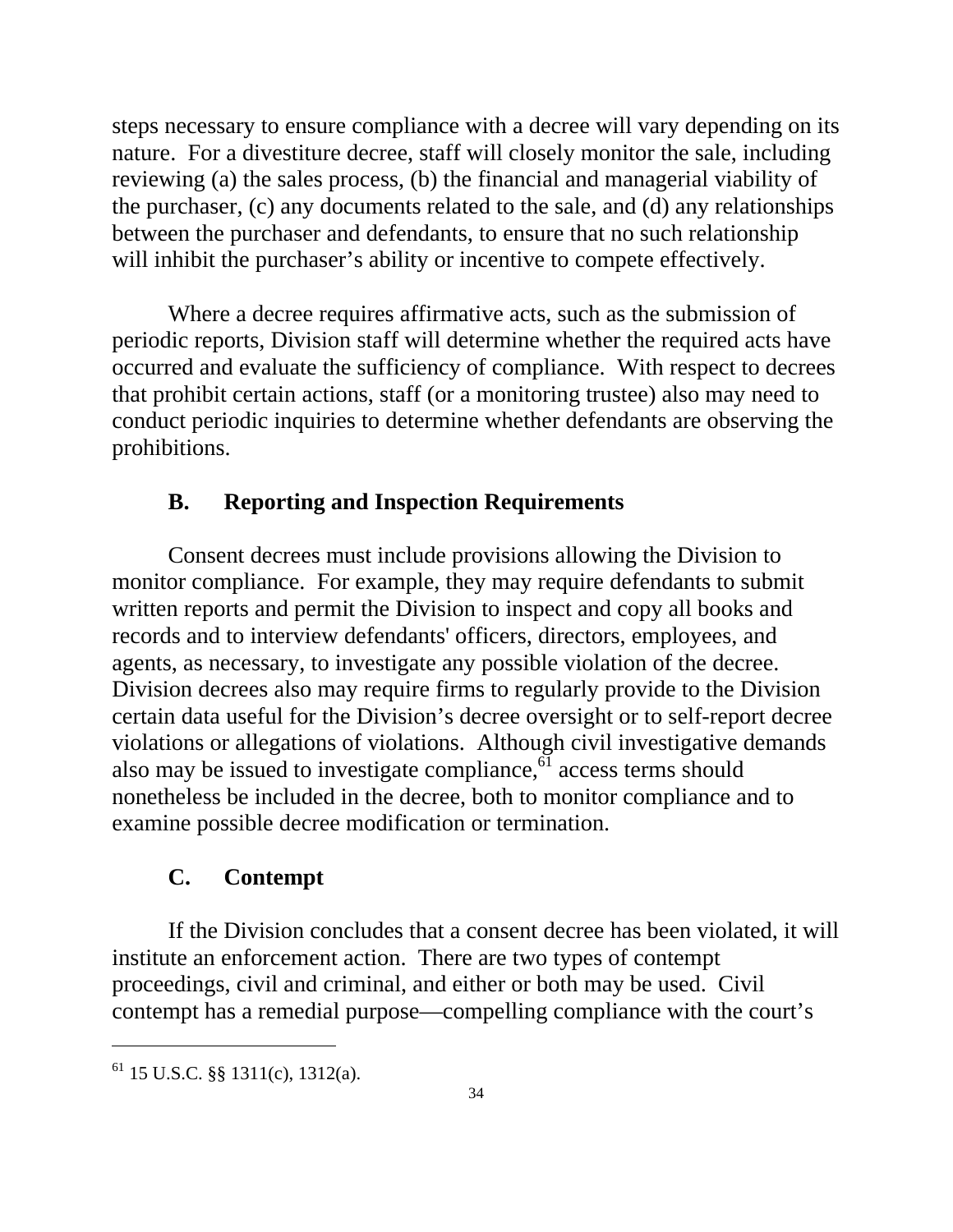steps necessary to ensure compliance with a decree will vary depending on its nature. For a divestiture decree, staff will closely monitor the sale, including reviewing (a) the sales process, (b) the financial and managerial viability of the purchaser, (c) any documents related to the sale, and (d) any relationships between the purchaser and defendants, to ensure that no such relationship will inhibit the purchaser's ability or incentive to compete effectively.

Where a decree requires affirmative acts, such as the submission of periodic reports, Division staff will determine whether the required acts have occurred and evaluate the sufficiency of compliance. With respect to decrees that prohibit certain actions, staff (or a monitoring trustee) also may need to conduct periodic inquiries to determine whether defendants are observing the prohibitions.

### B. Reporting and Inspection Requirements

Consent decrees must include provisions allowing the Division to monitor compliance. For example, they may require defendants to submit written reports and permit the Division to inspect and copy all books and records and to interview defendants' officers, directors, employees, and agents, as necessary, to investigate any possible violation of the decree. Division decrees also may require firms to regularly provide to the Division certain data useful for the Division's decree oversight or to self-report decree violations or allegations of violations. Although civil investigative demands also may be issued to investigate compliance,[61] access terms should nonetheless be included in the decree, both to monitor compliance and to examine possible decree modification or termination.

### C. Contempt

If the Division concludes that a consent decree has been violated, it will institute an enforcement action. There are two types of contempt proceedings, civil and criminal, and either or both may be used. Civil contempt has a remedial purpose—compelling compliance with the court's

---

[61] 15 U.S.C. §§ 1311(c), 1312(a).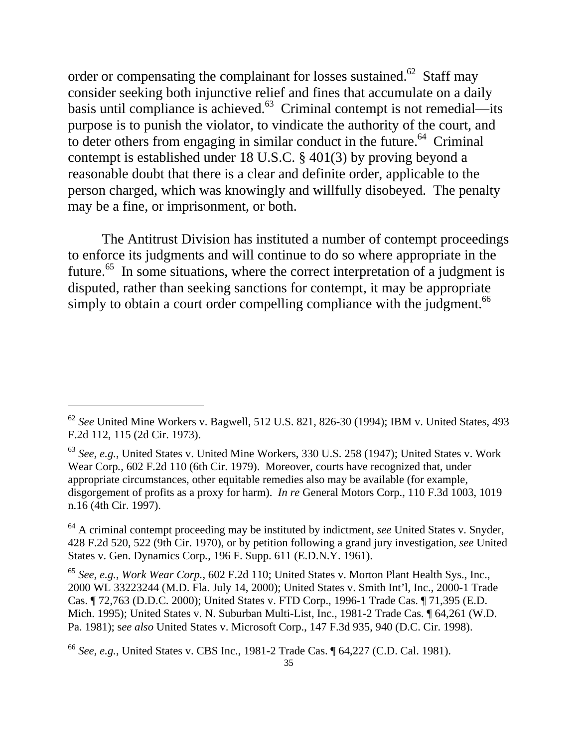order or compensating the complainant for losses sustained.[62] Staff may consider seeking both injunctive relief and fines that accumulate on a daily basis until compliance is achieved.[63] Criminal contempt is not remedial—its purpose is to punish the violator, to vindicate the authority of the court, and to deter others from engaging in similar conduct in the future.[64] Criminal contempt is established under 18 U.S.C. § 401(3) by proving beyond a reasonable doubt that there is a clear and definite order, applicable to the person charged, which was knowingly and willfully disobeyed. The penalty may be a fine, or imprisonment, or both.

The Antitrust Division has instituted a number of contempt proceedings to enforce its judgments and will continue to do so where appropriate in the future.[65] In some situations, where the correct interpretation of a judgment is disputed, rather than seeking sanctions for contempt, it may be appropriate simply to obtain a court order compelling compliance with the judgment.[66]

---

[62] *See* United Mine Workers v. Bagwell, 512 U.S. 821, 826-30 (1994); IBM v. United States, 493 F.2d 112, 115 (2d Cir. 1973).

[63] *See, e.g.*, United States v. United Mine Workers, 330 U.S. 258 (1947); United States v. Work Wear Corp., 602 F.2d 110 (6th Cir. 1979). Moreover, courts have recognized that, under appropriate circumstances, other equitable remedies also may be available (for example, disgorgement of profits as a proxy for harm). *In re* General Motors Corp., 110 F.3d 1003, 1019 n.16 (4th Cir. 1997).

[64] A criminal contempt proceeding may be instituted by indictment, *see* United States v. Snyder, 428 F.2d 520, 522 (9th Cir. 1970), or by petition following a grand jury investigation, *see* United States v. Gen. Dynamics Corp., 196 F. Supp. 611 (E.D.N.Y. 1961).

[65] *See, e.g.*, *Work Wear Corp.*, 602 F.2d 110; United States v. Morton Plant Health Sys., Inc., 2000 WL 33223244 (M.D. Fla. July 14, 2000); United States v. Smith Int'l, Inc., 2000-1 Trade Cas. ¶ 72,763 (D.D.C. 2000); United States v. FTD Corp., 1996-1 Trade Cas. ¶ 71,395 (E.D. Mich. 1995); United States v. N. Suburban Multi-List, Inc., 1981-2 Trade Cas. ¶ 64,261 (W.D. Pa. 1981); s*ee also* United States v. Microsoft Corp., 147 F.3d 935, 940 (D.C. Cir. 1998).

[66] *See, e.g.*, United States v. CBS Inc., 1981-2 Trade Cas. ¶ 64,227 (C.D. Cal. 1981).